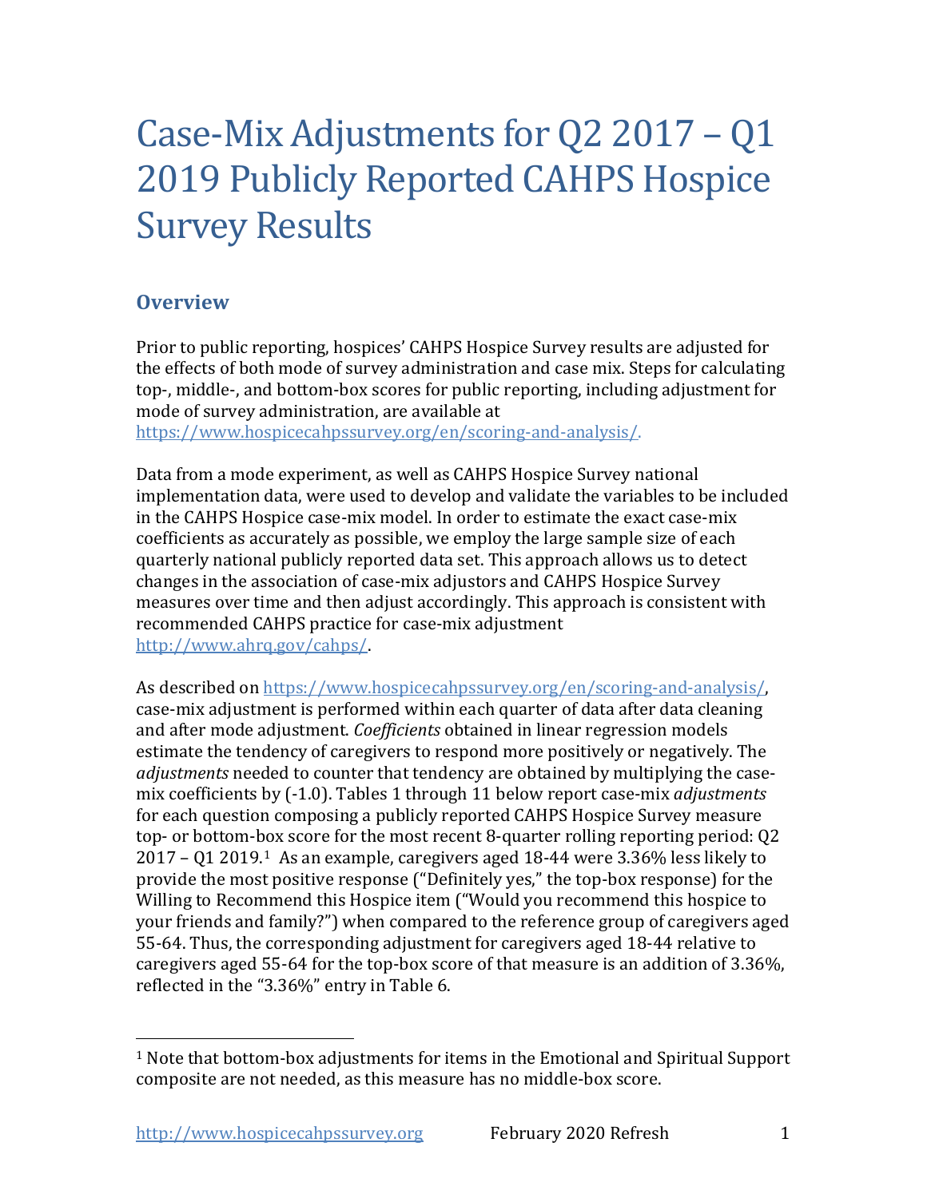# Case-Mix Adjustments for Q2 2017 – Q1 2019 Publicly Reported CAHPS Hospice Survey Results

## Overview

Prior to public reporting, hospices' CAHPS Hospice Survey results are adjusted for the effects of both mode of survey administration and case mix. Steps for calculating top-, middle-, and bottom-box scores for public reporting, including adjustment for mode of survey administration, are available at https://www.hospicecahpssurvey.org/en/scoring-and-analysis/.

Data from a mode experiment, as well as CAHPS Hospice Survey national implementation data, were used to develop and validate the variables to be included in the CAHPS Hospice case-mix model. In order to estimate the exact case-mix coefficients as accurately as possible, we employ the large sample size of each quarterly national publicly reported data set. This approach allows us to detect changes in the association of case-mix adjustors and CAHPS Hospice Survey measures over time and then adjust accordingly. This approach is consistent with recommended CAHPS practice for case-mix adjustment http://www.ahrq.gov/cahps/.

As described on https://www.hospicecahpssurvey.org/en/scoring-and-analysis/, case-mix adjustment is performed within each quarter of data after data cleaning and after mode adjustment. *Coefficients* obtained in linear regression models estimate the tendency of caregivers to respond more positively or negatively. The *adjustments* needed to counter that tendency are obtained by multiplying the case-mix coefficients by (-1.0). Tables 1 through 11 below report case-mix *adjustments* for each question composing a publicly reported CAHPS Hospice Survey measure top- or bottom-box score for the most recent 8-quarter rolling reporting period: Q2 2017 – Q1 2019.[1] As an example, caregivers aged 18-44 were 3.36% less likely to provide the most positive response ("Definitely yes," the top-box response) for the Willing to Recommend this Hospice item ("Would you recommend this hospice to your friends and family?") when compared to the reference group of caregivers aged 55-64. Thus, the corresponding adjustment for caregivers aged 18-44 relative to caregivers aged 55-64 for the top-box score of that measure is an addition of 3.36%, reflected in the "3.36%" entry in Table 6.

[1] Note that bottom-box adjustments for items in the Emotional and Spiritual Support composite are not needed, as this measure has no middle-box score.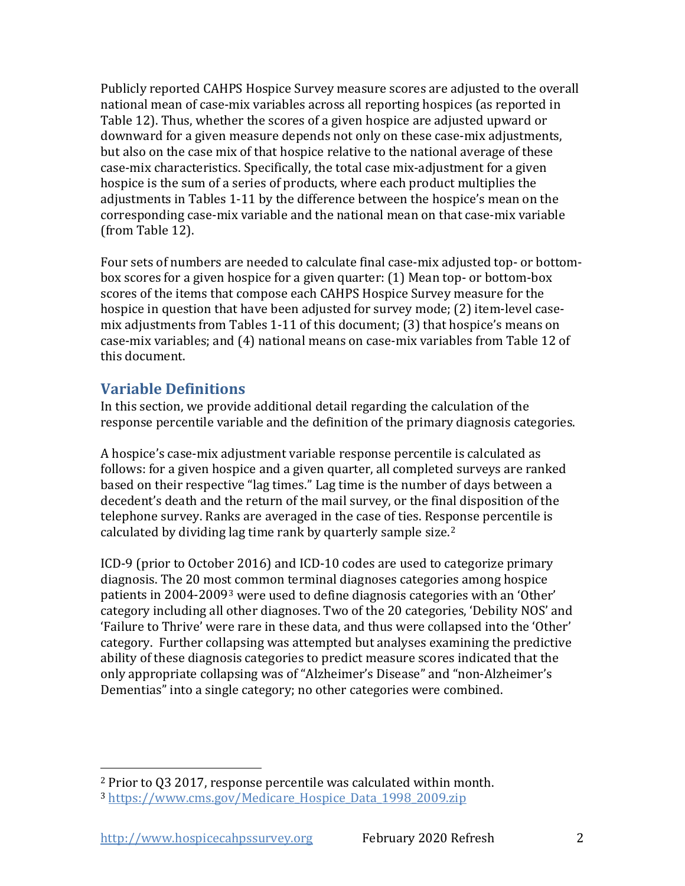Publicly reported CAHPS Hospice Survey measure scores are adjusted to the overall national mean of case-mix variables across all reporting hospices (as reported in Table 12). Thus, whether the scores of a given hospice are adjusted upward or downward for a given measure depends not only on these case-mix adjustments, but also on the case mix of that hospice relative to the national average of these case-mix characteristics. Specifically, the total case mix-adjustment for a given hospice is the sum of a series of products, where each product multiplies the adjustments in Tables 1-11 by the difference between the hospice's mean on the corresponding case-mix variable and the national mean on that case-mix variable (from Table 12).

Four sets of numbers are needed to calculate final case-mix adjusted top- or bottom-box scores for a given hospice for a given quarter: (1) Mean top- or bottom-box scores of the items that compose each CAHPS Hospice Survey measure for the hospice in question that have been adjusted for survey mode; (2) item-level case-mix adjustments from Tables 1-11 of this document; (3) that hospice's means on case-mix variables; and (4) national means on case-mix variables from Table 12 of this document.

## Variable Definitions

In this section, we provide additional detail regarding the calculation of the response percentile variable and the definition of the primary diagnosis categories.

A hospice's case-mix adjustment variable response percentile is calculated as follows: for a given hospice and a given quarter, all completed surveys are ranked based on their respective "lag times." Lag time is the number of days between a decedent's death and the return of the mail survey, or the final disposition of the telephone survey. Ranks are averaged in the case of ties. Response percentile is calculated by dividing lag time rank by quarterly sample size.[2]

ICD-9 (prior to October 2016) and ICD-10 codes are used to categorize primary diagnosis. The 20 most common terminal diagnoses categories among hospice patients in 2004-2009[3] were used to define diagnosis categories with an 'Other' category including all other diagnoses. Two of the 20 categories, 'Debility NOS' and 'Failure to Thrive' were rare in these data, and thus were collapsed into the 'Other' category. Further collapsing was attempted but analyses examining the predictive ability of these diagnosis categories to predict measure scores indicated that the only appropriate collapsing was of "Alzheimer's Disease" and "non-Alzheimer's Dementias" into a single category; no other categories were combined.

[2] Prior to Q3 2017, response percentile was calculated within month.

[3] https://www.cms.gov/Medicare_Hospice_Data_1998_2009.zip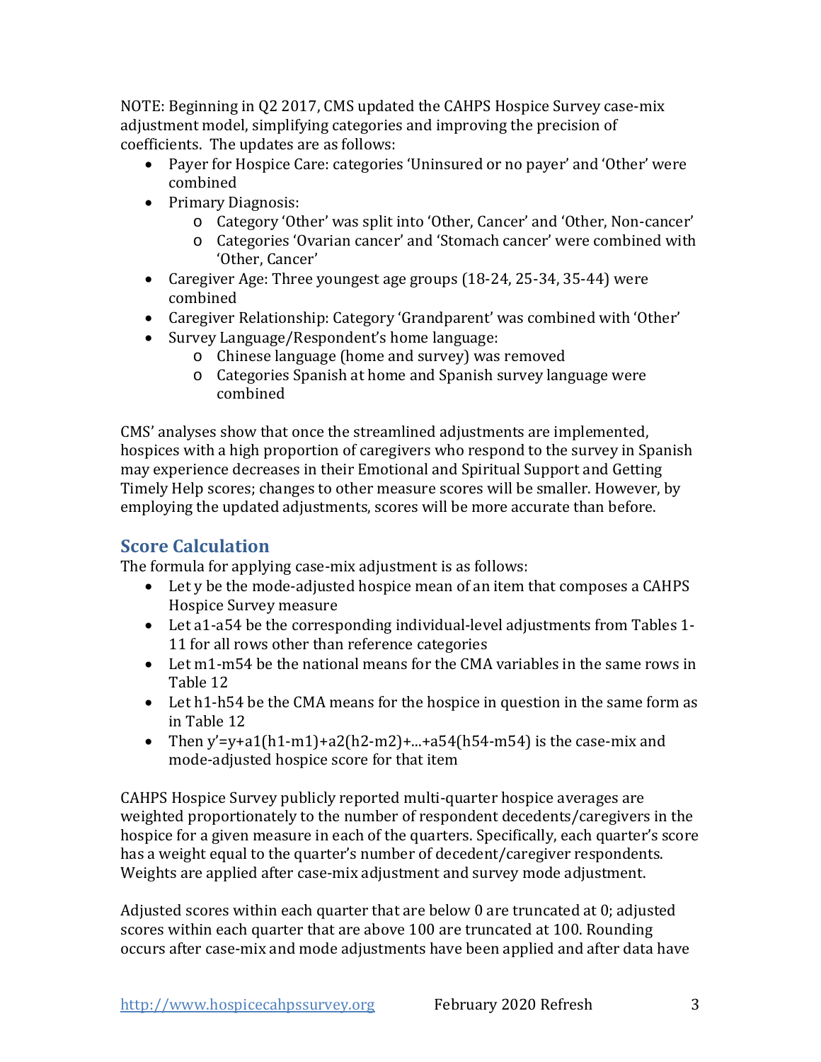NOTE: Beginning in Q2 2017, CMS updated the CAHPS Hospice Survey case-mix adjustment model, simplifying categories and improving the precision of coefficients. The updates are as follows:

- Payer for Hospice Care: categories 'Uninsured or no payer' and 'Other' were combined
- Primary Diagnosis:
  - Category 'Other' was split into 'Other, Cancer' and 'Other, Non-cancer'
  - Categories 'Ovarian cancer' and 'Stomach cancer' were combined with 'Other, Cancer'
- Caregiver Age: Three youngest age groups (18-24, 25-34, 35-44) were combined
- Caregiver Relationship: Category 'Grandparent' was combined with 'Other'
- Survey Language/Respondent's home language:
  - Chinese language (home and survey) was removed
  - Categories Spanish at home and Spanish survey language were combined

CMS' analyses show that once the streamlined adjustments are implemented, hospices with a high proportion of caregivers who respond to the survey in Spanish may experience decreases in their Emotional and Spiritual Support and Getting Timely Help scores; changes to other measure scores will be smaller. However, by employing the updated adjustments, scores will be more accurate than before.

## Score Calculation

The formula for applying case-mix adjustment is as follows:

- Let y be the mode-adjusted hospice mean of an item that composes a CAHPS Hospice Survey measure
- Let a1-a54 be the corresponding individual-level adjustments from Tables 1-11 for all rows other than reference categories
- Let m1-m54 be the national means for the CMA variables in the same rows in Table 12
- Let h1-h54 be the CMA means for the hospice in question in the same form as in Table 12
- Then $y' = y + a1(h1-m1) + a2(h2-m2) + \ldots + a54(h54-m54)$ is the case-mix and mode-adjusted hospice score for that item

CAHPS Hospice Survey publicly reported multi-quarter hospice averages are weighted proportionately to the number of respondent decedents/caregivers in the hospice for a given measure in each of the quarters. Specifically, each quarter's score has a weight equal to the quarter's number of decedent/caregiver respondents. Weights are applied after case-mix adjustment and survey mode adjustment.

Adjusted scores within each quarter that are below 0 are truncated at 0; adjusted scores within each quarter that are above 100 are truncated at 100. Rounding occurs after case-mix and mode adjustments have been applied and after data have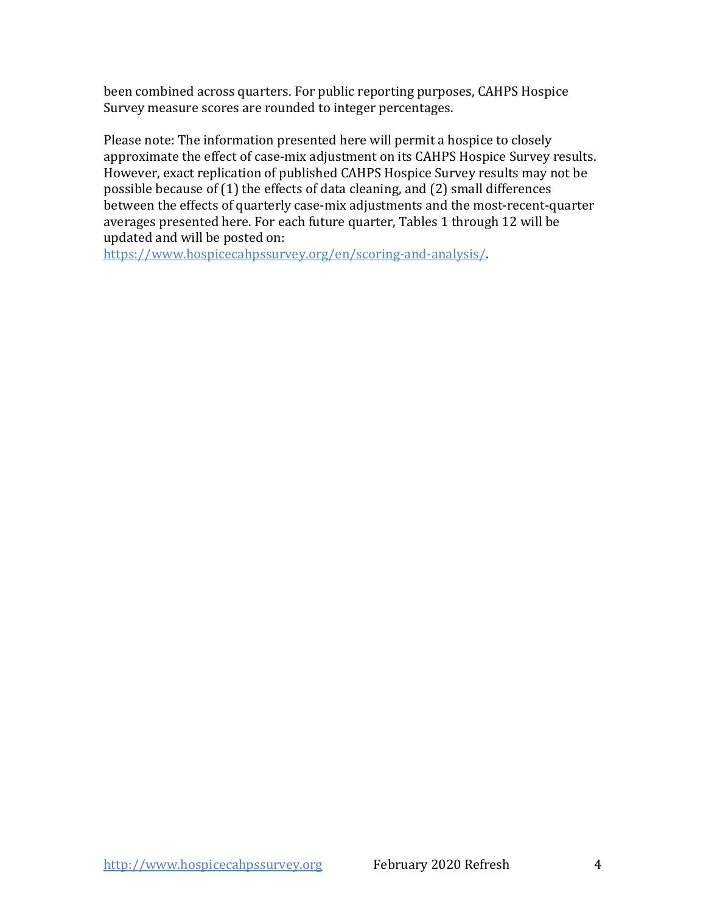been combined across quarters. For public reporting purposes, CAHPS Hospice Survey measure scores are rounded to integer percentages.

Please note: The information presented here will permit a hospice to closely approximate the effect of case-mix adjustment on its CAHPS Hospice Survey results. However, exact replication of published CAHPS Hospice Survey results may not be possible because of (1) the effects of data cleaning, and (2) small differences between the effects of quarterly case-mix adjustments and the most-recent-quarter averages presented here. For each future quarter, Tables 1 through 12 will be updated and will be posted on:
https://www.hospicecahpssurvey.org/en/scoring-and-analysis/.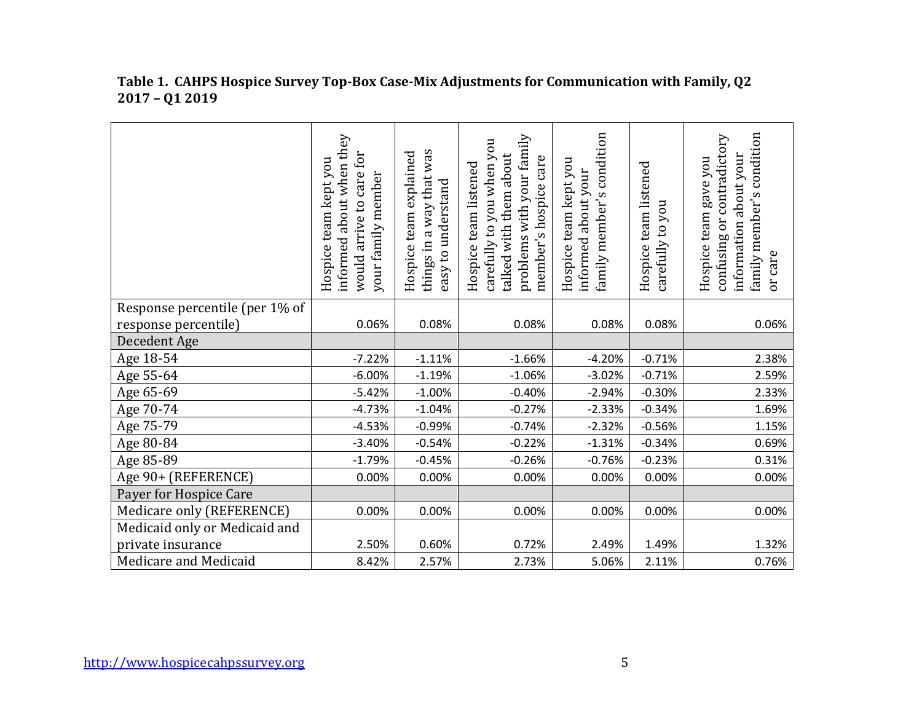**Table 1. CAHPS Hospice Survey Top-Box Case-Mix Adjustments for Communication with Family, Q2 2017 – Q1 2019**

| | Hospice team kept you informed about when they would arrive to care for your family member | Hospice team explained things in a way that was easy to understand | Hospice team listened carefully to you when you talked with them about problems with your family member's hospice care | Hospice team kept you informed about your family member's condition | Hospice team listened carefully to you | Hospice team gave you confusing or contradictory information about your family member's condition or care |
|---|---|---|---|---|---|---|
| Response percentile (per 1% of response percentile) | 0.06% | 0.08% | 0.08% | 0.08% | 0.08% | 0.06% |
| Decedent Age | | | | | | |
| Age 18-54 | -7.22% | -1.11% | -1.66% | -4.20% | -0.71% | 2.38% |
| Age 55-64 | -6.00% | -1.19% | -1.06% | -3.02% | -0.71% | 2.59% |
| Age 65-69 | -5.42% | -1.00% | -0.40% | -2.94% | -0.30% | 2.33% |
| Age 70-74 | -4.73% | -1.04% | -0.27% | -2.33% | -0.34% | 1.69% |
| Age 75-79 | -4.53% | -0.99% | -0.74% | -2.32% | -0.56% | 1.15% |
| Age 80-84 | -3.40% | -0.54% | -0.22% | -1.31% | -0.34% | 0.69% |
| Age 85-89 | -1.79% | -0.45% | -0.26% | -0.76% | -0.23% | 0.31% |
| Age 90+ (REFERENCE) | 0.00% | 0.00% | 0.00% | 0.00% | 0.00% | 0.00% |
| Payer for Hospice Care | | | | | | |
| Medicare only (REFERENCE) | 0.00% | 0.00% | 0.00% | 0.00% | 0.00% | 0.00% |
| Medicaid only or Medicaid and private insurance | 2.50% | 0.60% | 0.72% | 2.49% | 1.49% | 1.32% |
| Medicare and Medicaid | 8.42% | 2.57% | 2.73% | 5.06% | 2.11% | 0.76% |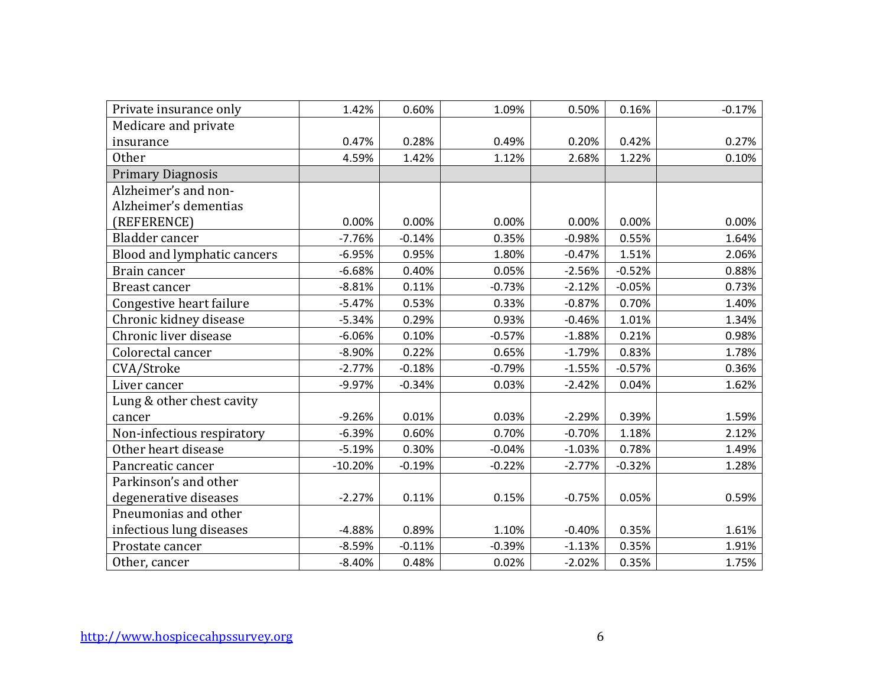| | | | | | | |
|---|---|---|---|---|---|---|
| Private insurance only | 1.42% | 0.60% | 1.09% | 0.50% | 0.16% | -0.17% |
| Medicare and private insurance | 0.47% | 0.28% | 0.49% | 0.20% | 0.42% | 0.27% |
| Other | 4.59% | 1.42% | 1.12% | 2.68% | 1.22% | 0.10% |
| Primary Diagnosis | | | | | | |
| Alzheimer's and non-Alzheimer's dementias (REFERENCE) | 0.00% | 0.00% | 0.00% | 0.00% | 0.00% | 0.00% |
| Bladder cancer | -7.76% | -0.14% | 0.35% | -0.98% | 0.55% | 1.64% |
| Blood and lymphatic cancers | -6.95% | 0.95% | 1.80% | -0.47% | 1.51% | 2.06% |
| Brain cancer | -6.68% | 0.40% | 0.05% | -2.56% | -0.52% | 0.88% |
| Breast cancer | -8.81% | 0.11% | -0.73% | -2.12% | -0.05% | 0.73% |
| Congestive heart failure | -5.47% | 0.53% | 0.33% | -0.87% | 0.70% | 1.40% |
| Chronic kidney disease | -5.34% | 0.29% | 0.93% | -0.46% | 1.01% | 1.34% |
| Chronic liver disease | -6.06% | 0.10% | -0.57% | -1.88% | 0.21% | 0.98% |
| Colorectal cancer | -8.90% | 0.22% | 0.65% | -1.79% | 0.83% | 1.78% |
| CVA/Stroke | -2.77% | -0.18% | -0.79% | -1.55% | -0.57% | 0.36% |
| Liver cancer | -9.97% | -0.34% | 0.03% | -2.42% | 0.04% | 1.62% |
| Lung & other chest cavity cancer | -9.26% | 0.01% | 0.03% | -2.29% | 0.39% | 1.59% |
| Non-infectious respiratory | -6.39% | 0.60% | 0.70% | -0.70% | 1.18% | 2.12% |
| Other heart disease | -5.19% | 0.30% | -0.04% | -1.03% | 0.78% | 1.49% |
| Pancreatic cancer | -10.20% | -0.19% | -0.22% | -2.77% | -0.32% | 1.28% |
| Parkinson's and other degenerative diseases | -2.27% | 0.11% | 0.15% | -0.75% | 0.05% | 0.59% |
| Pneumonias and other infectious lung diseases | -4.88% | 0.89% | 1.10% | -0.40% | 0.35% | 1.61% |
| Prostate cancer | -8.59% | -0.11% | -0.39% | -1.13% | 0.35% | 1.91% |
| Other, cancer | -8.40% | 0.48% | 0.02% | -2.02% | 0.35% | 1.75% |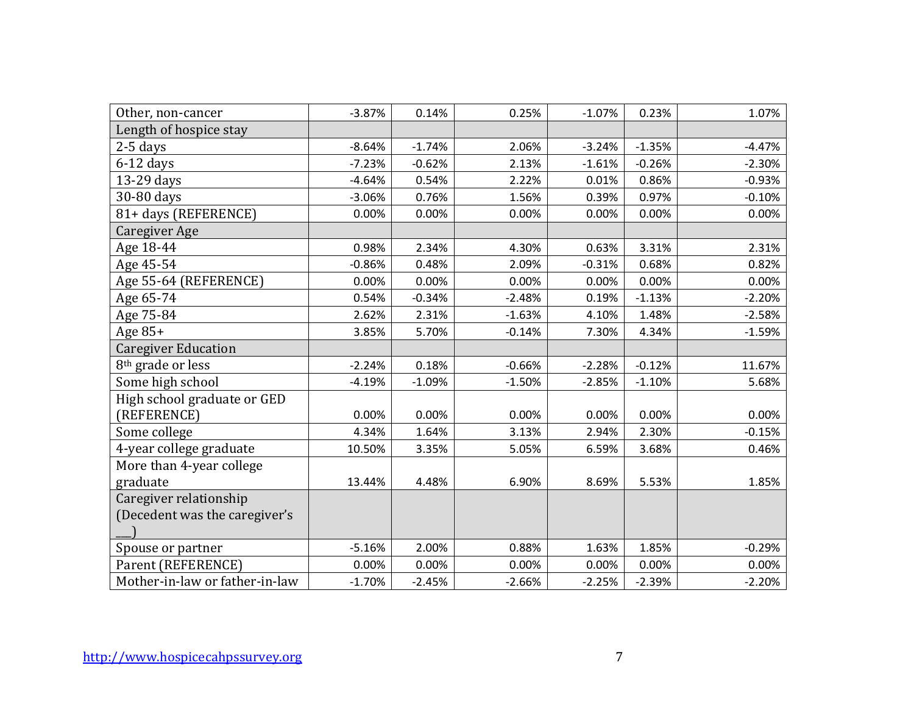| Other, non-cancer | -3.87% | 0.14% | 0.25% | -1.07% | 0.23% | 1.07% |
|---|---|---|---|---|---|---|
| Length of hospice stay | | | | | | |
| 2-5 days | -8.64% | -1.74% | 2.06% | -3.24% | -1.35% | -4.47% |
| 6-12 days | -7.23% | -0.62% | 2.13% | -1.61% | -0.26% | -2.30% |
| 13-29 days | -4.64% | 0.54% | 2.22% | 0.01% | 0.86% | -0.93% |
| 30-80 days | -3.06% | 0.76% | 1.56% | 0.39% | 0.97% | -0.10% |
| 81+ days (REFERENCE) | 0.00% | 0.00% | 0.00% | 0.00% | 0.00% | 0.00% |
| Caregiver Age | | | | | | |
| Age 18-44 | 0.98% | 2.34% | 4.30% | 0.63% | 3.31% | 2.31% |
| Age 45-54 | -0.86% | 0.48% | 2.09% | -0.31% | 0.68% | 0.82% |
| Age 55-64 (REFERENCE) | 0.00% | 0.00% | 0.00% | 0.00% | 0.00% | 0.00% |
| Age 65-74 | 0.54% | -0.34% | -2.48% | 0.19% | -1.13% | -2.20% |
| Age 75-84 | 2.62% | 2.31% | -1.63% | 4.10% | 1.48% | -2.58% |
| Age 85+ | 3.85% | 5.70% | -0.14% | 7.30% | 4.34% | -1.59% |
| Caregiver Education | | | | | | |
| 8th grade or less | -2.24% | 0.18% | -0.66% | -2.28% | -0.12% | 11.67% |
| Some high school | -4.19% | -1.09% | -1.50% | -2.85% | -1.10% | 5.68% |
| High school graduate or GED (REFERENCE) | 0.00% | 0.00% | 0.00% | 0.00% | 0.00% | 0.00% |
| Some college | 4.34% | 1.64% | 3.13% | 2.94% | 2.30% | -0.15% |
| 4-year college graduate | 10.50% | 3.35% | 5.05% | 6.59% | 3.68% | 0.46% |
| More than 4-year college graduate | 13.44% | 4.48% | 6.90% | 8.69% | 5.53% | 1.85% |
| Caregiver relationship (Decedent was the caregiver's ___) | | | | | | |
| Spouse or partner | -5.16% | 2.00% | 0.88% | 1.63% | 1.85% | -0.29% |
| Parent (REFERENCE) | 0.00% | 0.00% | 0.00% | 0.00% | 0.00% | 0.00% |
| Mother-in-law or father-in-law | -1.70% | -2.45% | -2.66% | -2.25% | -2.39% | -2.20% |

http://www.hospicecahpssurvey.org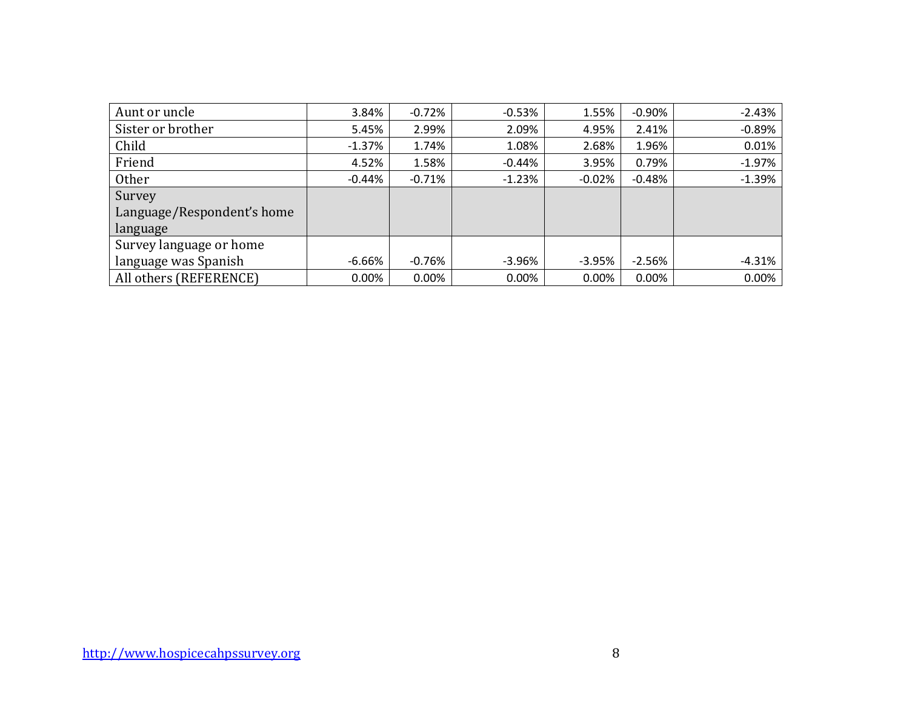| | | | | | | |
|---|---|---|---|---|---|---|
| Aunt or uncle | 3.84% | -0.72% | -0.53% | 1.55% | -0.90% | -2.43% |
| Sister or brother | 5.45% | 2.99% | 2.09% | 4.95% | 2.41% | -0.89% |
| Child | -1.37% | 1.74% | 1.08% | 2.68% | 1.96% | 0.01% |
| Friend | 4.52% | 1.58% | -0.44% | 3.95% | 0.79% | -1.97% |
| Other | -0.44% | -0.71% | -1.23% | -0.02% | -0.48% | -1.39% |
| Survey Language/Respondent's home language | | | | | | |
| Survey language or home language was Spanish | -6.66% | -0.76% | -3.96% | -3.95% | -2.56% | -4.31% |
| All others (REFERENCE) | 0.00% | 0.00% | 0.00% | 0.00% | 0.00% | 0.00% |

http://www.hospicecahpssurvey.org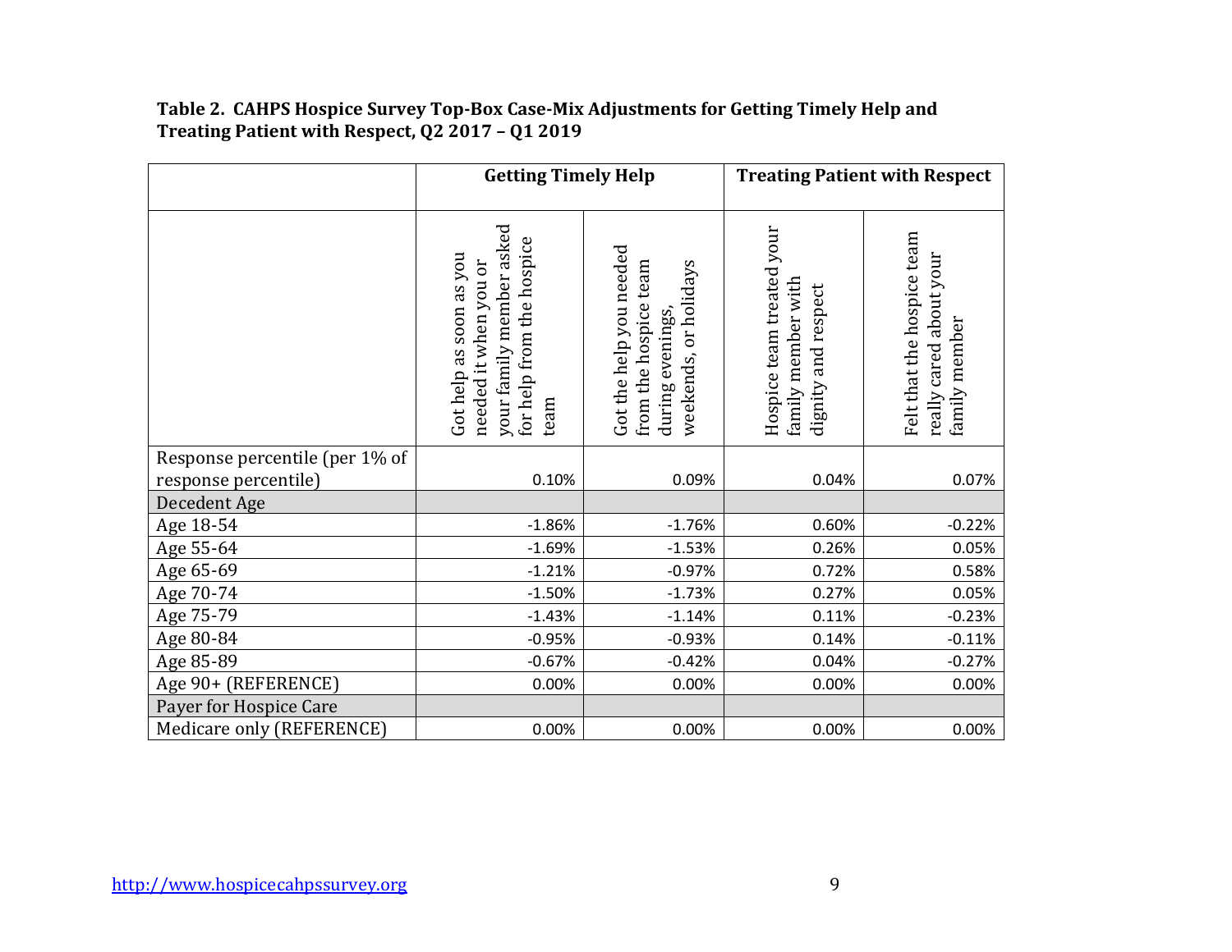**Table 2. CAHPS Hospice Survey Top-Box Case-Mix Adjustments for Getting Timely Help and Treating Patient with Respect, Q2 2017 – Q1 2019**

| | Getting Timely Help | | Treating Patient with Respect | |
|---|---|---|---|---|
| | Got help as soon as you needed it when you or your family member asked for help from the hospice team | Got the help you needed from the hospice team during evenings, weekends, or holidays | Hospice team treated your family member with dignity and respect | Felt that the hospice team really cared about your family member |
| Response percentile (per 1% of response percentile) | 0.10% | 0.09% | 0.04% | 0.07% |
| Decedent Age | | | | |
| Age 18-54 | -1.86% | -1.76% | 0.60% | -0.22% |
| Age 55-64 | -1.69% | -1.53% | 0.26% | 0.05% |
| Age 65-69 | -1.21% | -0.97% | 0.72% | 0.58% |
| Age 70-74 | -1.50% | -1.73% | 0.27% | 0.05% |
| Age 75-79 | -1.43% | -1.14% | 0.11% | -0.23% |
| Age 80-84 | -0.95% | -0.93% | 0.14% | -0.11% |
| Age 85-89 | -0.67% | -0.42% | 0.04% | -0.27% |
| Age 90+ (REFERENCE) | 0.00% | 0.00% | 0.00% | 0.00% |
| Payer for Hospice Care | | | | |
| Medicare only (REFERENCE) | 0.00% | 0.00% | 0.00% | 0.00% |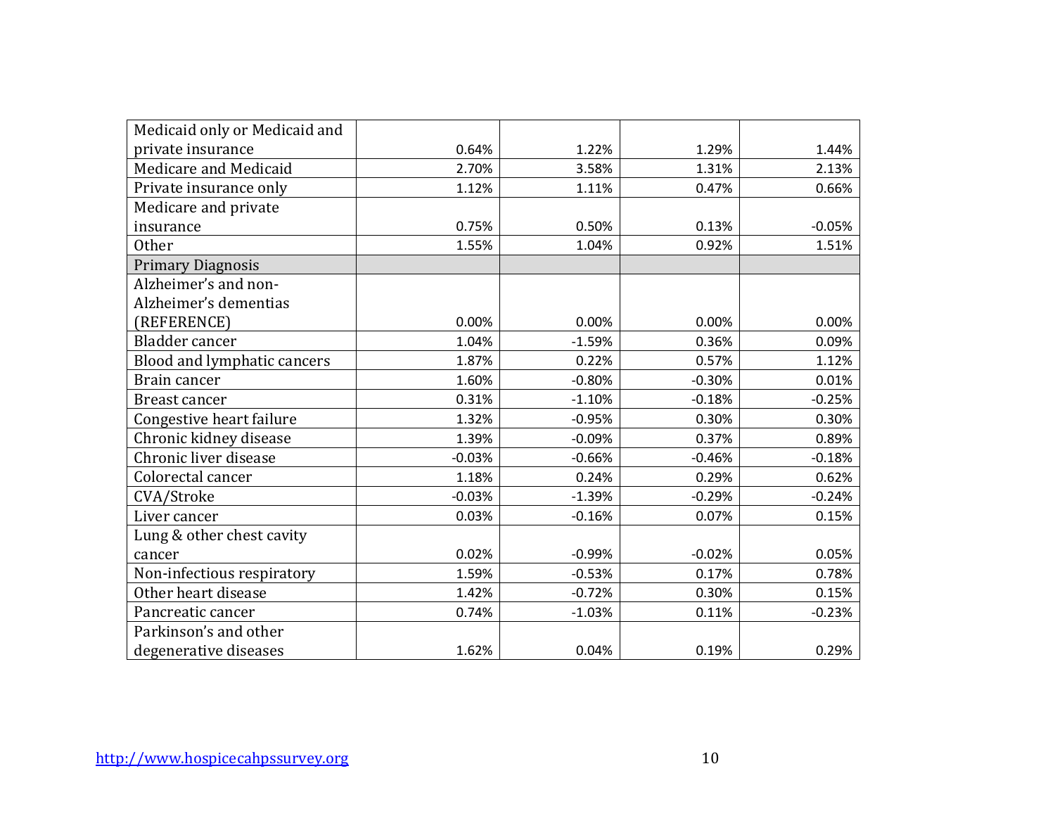| | | | | |
|---|---|---|---|---|
| Medicaid only or Medicaid and private insurance | 0.64% | 1.22% | 1.29% | 1.44% |
| Medicare and Medicaid | 2.70% | 3.58% | 1.31% | 2.13% |
| Private insurance only | 1.12% | 1.11% | 0.47% | 0.66% |
| Medicare and private insurance | 0.75% | 0.50% | 0.13% | -0.05% |
| Other | 1.55% | 1.04% | 0.92% | 1.51% |
| Primary Diagnosis | | | | |
| Alzheimer's and non-Alzheimer's dementias (REFERENCE) | 0.00% | 0.00% | 0.00% | 0.00% |
| Bladder cancer | 1.04% | -1.59% | 0.36% | 0.09% |
| Blood and lymphatic cancers | 1.87% | 0.22% | 0.57% | 1.12% |
| Brain cancer | 1.60% | -0.80% | -0.30% | 0.01% |
| Breast cancer | 0.31% | -1.10% | -0.18% | -0.25% |
| Congestive heart failure | 1.32% | -0.95% | 0.30% | 0.30% |
| Chronic kidney disease | 1.39% | -0.09% | 0.37% | 0.89% |
| Chronic liver disease | -0.03% | -0.66% | -0.46% | -0.18% |
| Colorectal cancer | 1.18% | 0.24% | 0.29% | 0.62% |
| CVA/Stroke | -0.03% | -1.39% | -0.29% | -0.24% |
| Liver cancer | 0.03% | -0.16% | 0.07% | 0.15% |
| Lung & other chest cavity cancer | 0.02% | -0.99% | -0.02% | 0.05% |
| Non-infectious respiratory | 1.59% | -0.53% | 0.17% | 0.78% |
| Other heart disease | 1.42% | -0.72% | 0.30% | 0.15% |
| Pancreatic cancer | 0.74% | -1.03% | 0.11% | -0.23% |
| Parkinson's and other degenerative diseases | 1.62% | 0.04% | 0.19% | 0.29% |

http://www.hospicecahpssurvey.org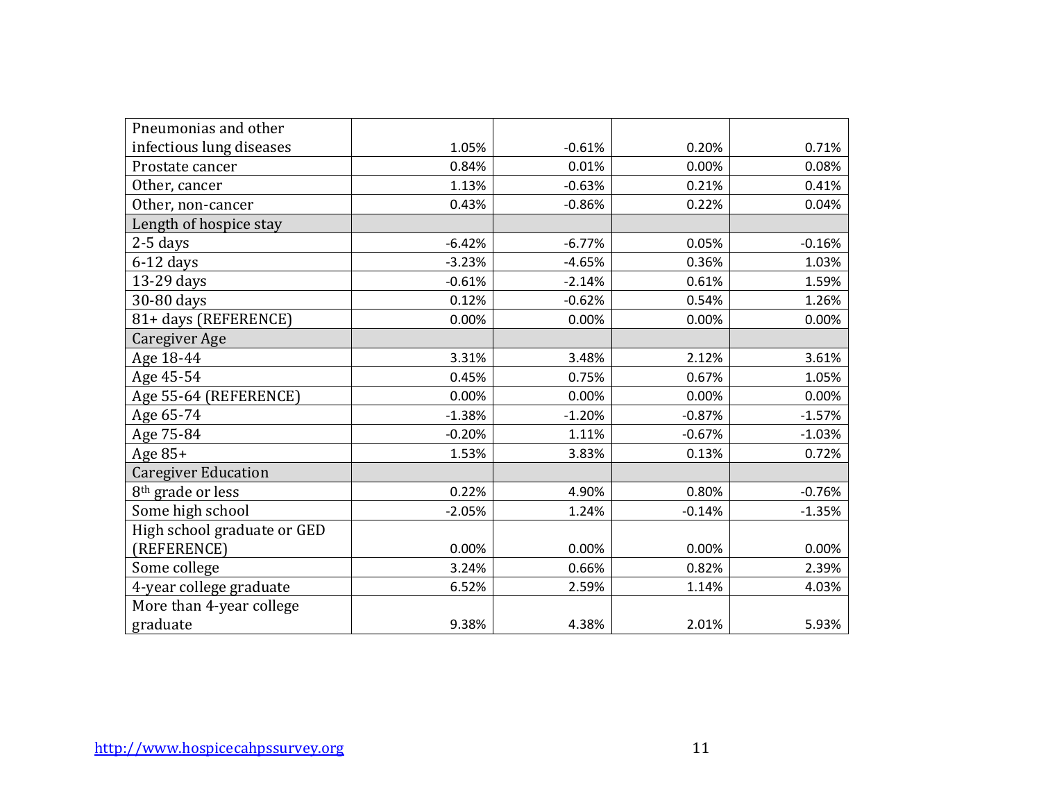| | | | | |
|---|---|---|---|---|
| Pneumonias and other infectious lung diseases | 1.05% | -0.61% | 0.20% | 0.71% |
| Prostate cancer | 0.84% | 0.01% | 0.00% | 0.08% |
| Other, cancer | 1.13% | -0.63% | 0.21% | 0.41% |
| Other, non-cancer | 0.43% | -0.86% | 0.22% | 0.04% |
| Length of hospice stay | | | | |
| 2-5 days | -6.42% | -6.77% | 0.05% | -0.16% |
| 6-12 days | -3.23% | -4.65% | 0.36% | 1.03% |
| 13-29 days | -0.61% | -2.14% | 0.61% | 1.59% |
| 30-80 days | 0.12% | -0.62% | 0.54% | 1.26% |
| 81+ days (REFERENCE) | 0.00% | 0.00% | 0.00% | 0.00% |
| Caregiver Age | | | | |
| Age 18-44 | 3.31% | 3.48% | 2.12% | 3.61% |
| Age 45-54 | 0.45% | 0.75% | 0.67% | 1.05% |
| Age 55-64 (REFERENCE) | 0.00% | 0.00% | 0.00% | 0.00% |
| Age 65-74 | -1.38% | -1.20% | -0.87% | -1.57% |
| Age 75-84 | -0.20% | 1.11% | -0.67% | -1.03% |
| Age 85+ | 1.53% | 3.83% | 0.13% | 0.72% |
| Caregiver Education | | | | |
| 8th grade or less | 0.22% | 4.90% | 0.80% | -0.76% |
| Some high school | -2.05% | 1.24% | -0.14% | -1.35% |
| High school graduate or GED (REFERENCE) | 0.00% | 0.00% | 0.00% | 0.00% |
| Some college | 3.24% | 0.66% | 0.82% | 2.39% |
| 4-year college graduate | 6.52% | 2.59% | 1.14% | 4.03% |
| More than 4-year college graduate | 9.38% | 4.38% | 2.01% | 5.93% |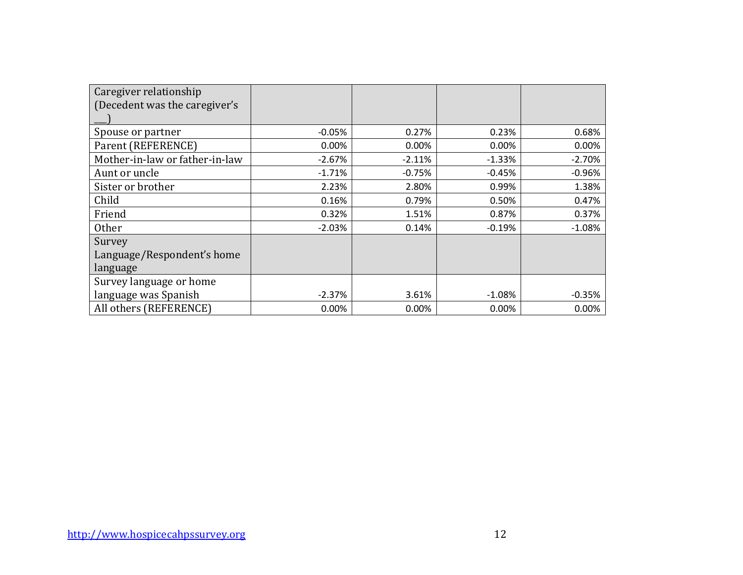| Caregiver relationship (Decedent was the caregiver's ___) | | | | |
|---|---|---|---|---|
| Spouse or partner | -0.05% | 0.27% | 0.23% | 0.68% |
| Parent (REFERENCE) | 0.00% | 0.00% | 0.00% | 0.00% |
| Mother-in-law or father-in-law | -2.67% | -2.11% | -1.33% | -2.70% |
| Aunt or uncle | -1.71% | -0.75% | -0.45% | -0.96% |
| Sister or brother | 2.23% | 2.80% | 0.99% | 1.38% |
| Child | 0.16% | 0.79% | 0.50% | 0.47% |
| Friend | 0.32% | 1.51% | 0.87% | 0.37% |
| Other | -2.03% | 0.14% | -0.19% | -1.08% |
| Survey Language/Respondent's home language | | | | |
| Survey language or home language was Spanish | -2.37% | 3.61% | -1.08% | -0.35% |
| All others (REFERENCE) | 0.00% | 0.00% | 0.00% | 0.00% |

http://www.hospicecahpssurvey.org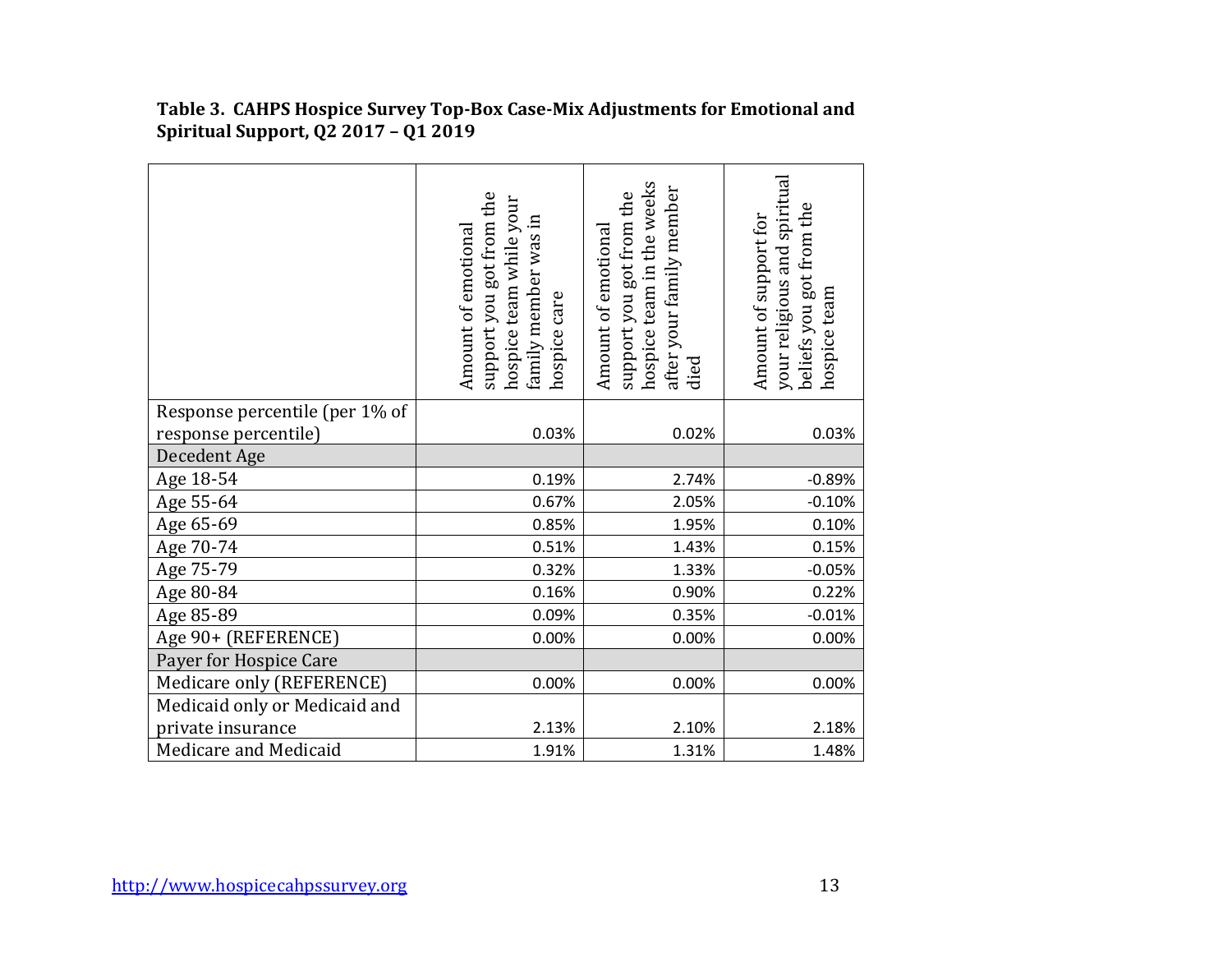**Table 3. CAHPS Hospice Survey Top-Box Case-Mix Adjustments for Emotional and Spiritual Support, Q2 2017 – Q1 2019**

| | Amount of emotional support you got from the hospice team while your family member was in hospice care | Amount of emotional support you got from the hospice team in the weeks after your family member died | Amount of support for your religious and spiritual beliefs you got from the hospice team |
|---|---|---|---|
| Response percentile (per 1% of response percentile) | 0.03% | 0.02% | 0.03% |
| Decedent Age | | | |
| Age 18-54 | 0.19% | 2.74% | -0.89% |
| Age 55-64 | 0.67% | 2.05% | -0.10% |
| Age 65-69 | 0.85% | 1.95% | 0.10% |
| Age 70-74 | 0.51% | 1.43% | 0.15% |
| Age 75-79 | 0.32% | 1.33% | -0.05% |
| Age 80-84 | 0.16% | 0.90% | 0.22% |
| Age 85-89 | 0.09% | 0.35% | -0.01% |
| Age 90+ (REFERENCE) | 0.00% | 0.00% | 0.00% |
| Payer for Hospice Care | | | |
| Medicare only (REFERENCE) | 0.00% | 0.00% | 0.00% |
| Medicaid only or Medicaid and private insurance | 2.13% | 2.10% | 2.18% |
| Medicare and Medicaid | 1.91% | 1.31% | 1.48% |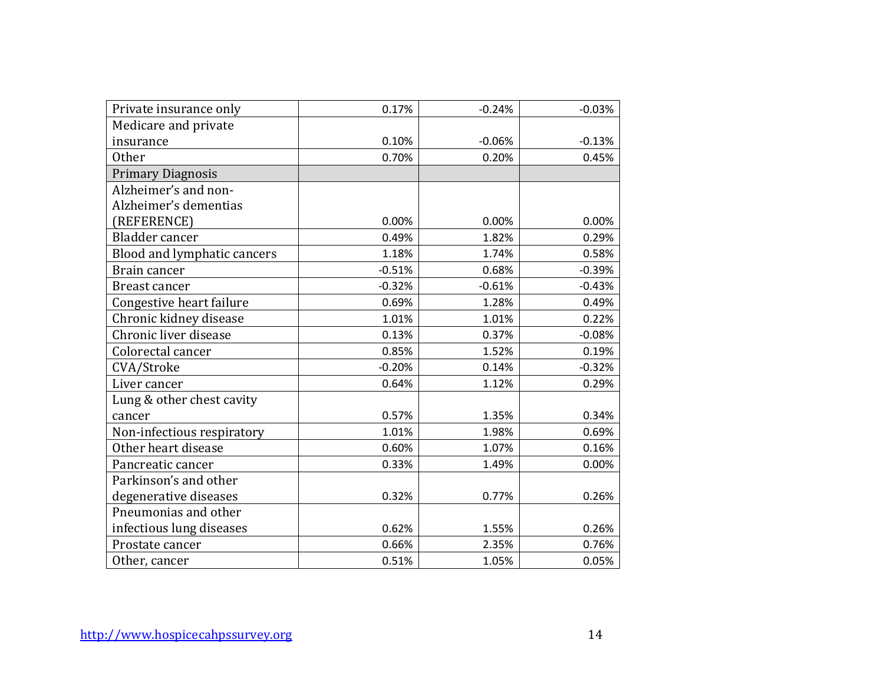| | | | |
|---|---|---|---|
| Private insurance only | 0.17% | -0.24% | -0.03% |
| Medicare and private insurance | 0.10% | -0.06% | -0.13% |
| Other | 0.70% | 0.20% | 0.45% |
| Primary Diagnosis | | | |
| Alzheimer’s and non-Alzheimer’s dementias (REFERENCE) | 0.00% | 0.00% | 0.00% |
| Bladder cancer | 0.49% | 1.82% | 0.29% |
| Blood and lymphatic cancers | 1.18% | 1.74% | 0.58% |
| Brain cancer | -0.51% | 0.68% | -0.39% |
| Breast cancer | -0.32% | -0.61% | -0.43% |
| Congestive heart failure | 0.69% | 1.28% | 0.49% |
| Chronic kidney disease | 1.01% | 1.01% | 0.22% |
| Chronic liver disease | 0.13% | 0.37% | -0.08% |
| Colorectal cancer | 0.85% | 1.52% | 0.19% |
| CVA/Stroke | -0.20% | 0.14% | -0.32% |
| Liver cancer | 0.64% | 1.12% | 0.29% |
| Lung & other chest cavity cancer | 0.57% | 1.35% | 0.34% |
| Non-infectious respiratory | 1.01% | 1.98% | 0.69% |
| Other heart disease | 0.60% | 1.07% | 0.16% |
| Pancreatic cancer | 0.33% | 1.49% | 0.00% |
| Parkinson’s and other degenerative diseases | 0.32% | 0.77% | 0.26% |
| Pneumonias and other infectious lung diseases | 0.62% | 1.55% | 0.26% |
| Prostate cancer | 0.66% | 2.35% | 0.76% |
| Other, cancer | 0.51% | 1.05% | 0.05% |

http://www.hospicecahpssurvey.org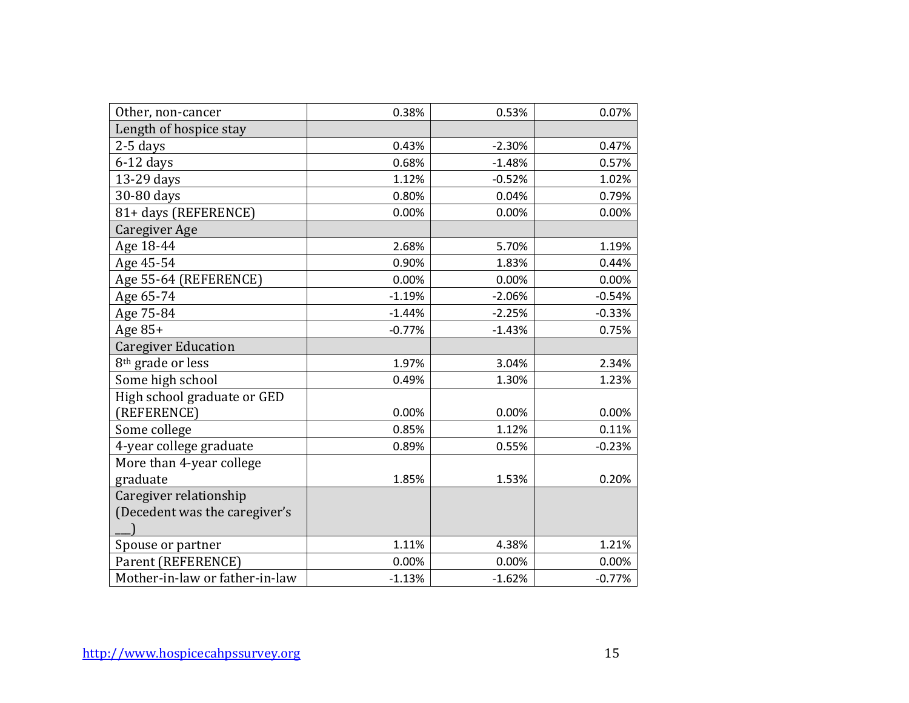| | | | |
|---|---|---|---|
| Other, non-cancer | 0.38% | 0.53% | 0.07% |
| Length of hospice stay | | | |
| 2-5 days | 0.43% | -2.30% | 0.47% |
| 6-12 days | 0.68% | -1.48% | 0.57% |
| 13-29 days | 1.12% | -0.52% | 1.02% |
| 30-80 days | 0.80% | 0.04% | 0.79% |
| 81+ days (REFERENCE) | 0.00% | 0.00% | 0.00% |
| Caregiver Age | | | |
| Age 18-44 | 2.68% | 5.70% | 1.19% |
| Age 45-54 | 0.90% | 1.83% | 0.44% |
| Age 55-64 (REFERENCE) | 0.00% | 0.00% | 0.00% |
| Age 65-74 | -1.19% | -2.06% | -0.54% |
| Age 75-84 | -1.44% | -2.25% | -0.33% |
| Age 85+ | -0.77% | -1.43% | 0.75% |
| Caregiver Education | | | |
| 8th grade or less | 1.97% | 3.04% | 2.34% |
| Some high school | 0.49% | 1.30% | 1.23% |
| High school graduate or GED (REFERENCE) | 0.00% | 0.00% | 0.00% |
| Some college | 0.85% | 1.12% | 0.11% |
| 4-year college graduate | 0.89% | 0.55% | -0.23% |
| More than 4-year college graduate | 1.85% | 1.53% | 0.20% |
| Caregiver relationship (Decedent was the caregiver's ___) | | | |
| Spouse or partner | 1.11% | 4.38% | 1.21% |
| Parent (REFERENCE) | 0.00% | 0.00% | 0.00% |
| Mother-in-law or father-in-law | -1.13% | -1.62% | -0.77% |

http://www.hospicecahpssurvey.org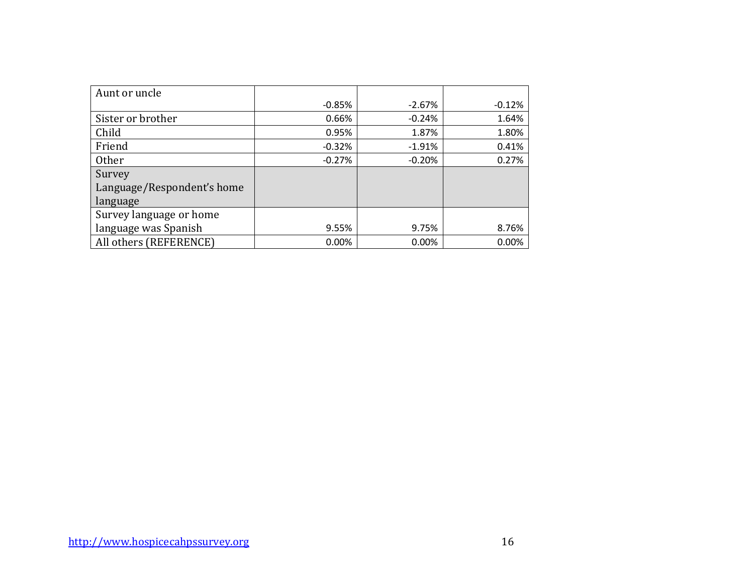| | | | |
|---|---|---|---|
| Aunt or uncle | -0.85% | -2.67% | -0.12% |
| Sister or brother | 0.66% | -0.24% | 1.64% |
| Child | 0.95% | 1.87% | 1.80% |
| Friend | -0.32% | -1.91% | 0.41% |
| Other | -0.27% | -0.20% | 0.27% |
| Survey Language/Respondent's home language | | | |
| Survey language or home language was Spanish | 9.55% | 9.75% | 8.76% |
| All others (REFERENCE) | 0.00% | 0.00% | 0.00% |

http://www.hospicecahpssurvey.org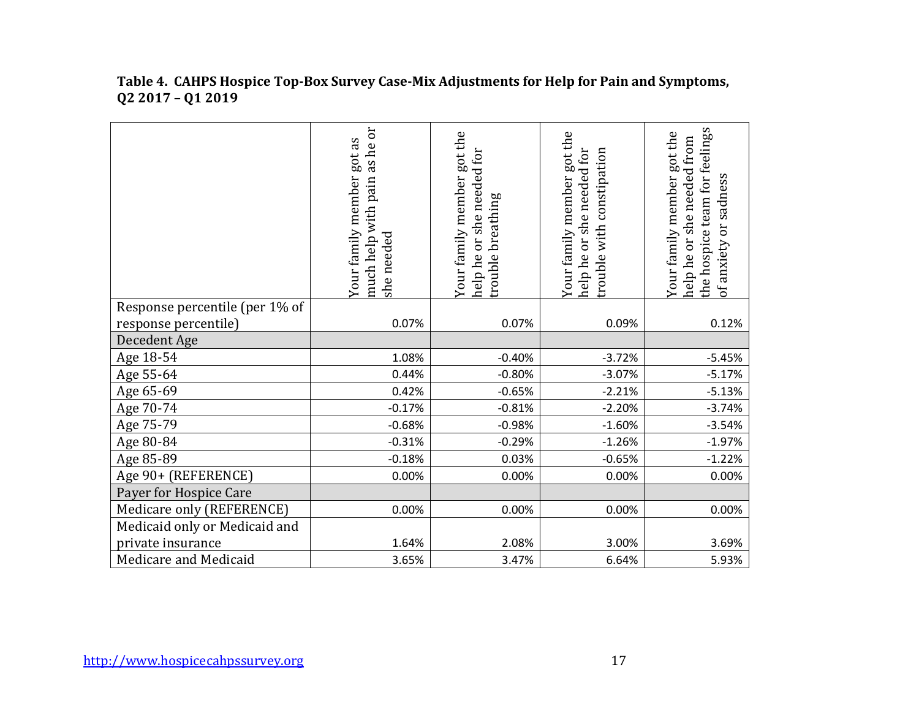**Table 4. CAHPS Hospice Top-Box Survey Case-Mix Adjustments for Help for Pain and Symptoms, Q2 2017 – Q1 2019**

| | Your family member got as much help with pain as he or she needed | Your family member got the help he or she needed for trouble breathing | Your family member got the help he or she needed for trouble with constipation | Your family member got the help he or she needed from the hospice team for feelings of anxiety or sadness |
|---|---|---|---|---|
| Response percentile (per 1% of response percentile) | 0.07% | 0.07% | 0.09% | 0.12% |
| Decedent Age | | | | |
| Age 18-54 | 1.08% | -0.40% | -3.72% | -5.45% |
| Age 55-64 | 0.44% | -0.80% | -3.07% | -5.17% |
| Age 65-69 | 0.42% | -0.65% | -2.21% | -5.13% |
| Age 70-74 | -0.17% | -0.81% | -2.20% | -3.74% |
| Age 75-79 | -0.68% | -0.98% | -1.60% | -3.54% |
| Age 80-84 | -0.31% | -0.29% | -1.26% | -1.97% |
| Age 85-89 | -0.18% | 0.03% | -0.65% | -1.22% |
| Age 90+ (REFERENCE) | 0.00% | 0.00% | 0.00% | 0.00% |
| Payer for Hospice Care | | | | |
| Medicare only (REFERENCE) | 0.00% | 0.00% | 0.00% | 0.00% |
| Medicaid only or Medicaid and private insurance | 1.64% | 2.08% | 3.00% | 3.69% |
| Medicare and Medicaid | 3.65% | 3.47% | 6.64% | 5.93% |

http://www.hospicecahpssurvey.org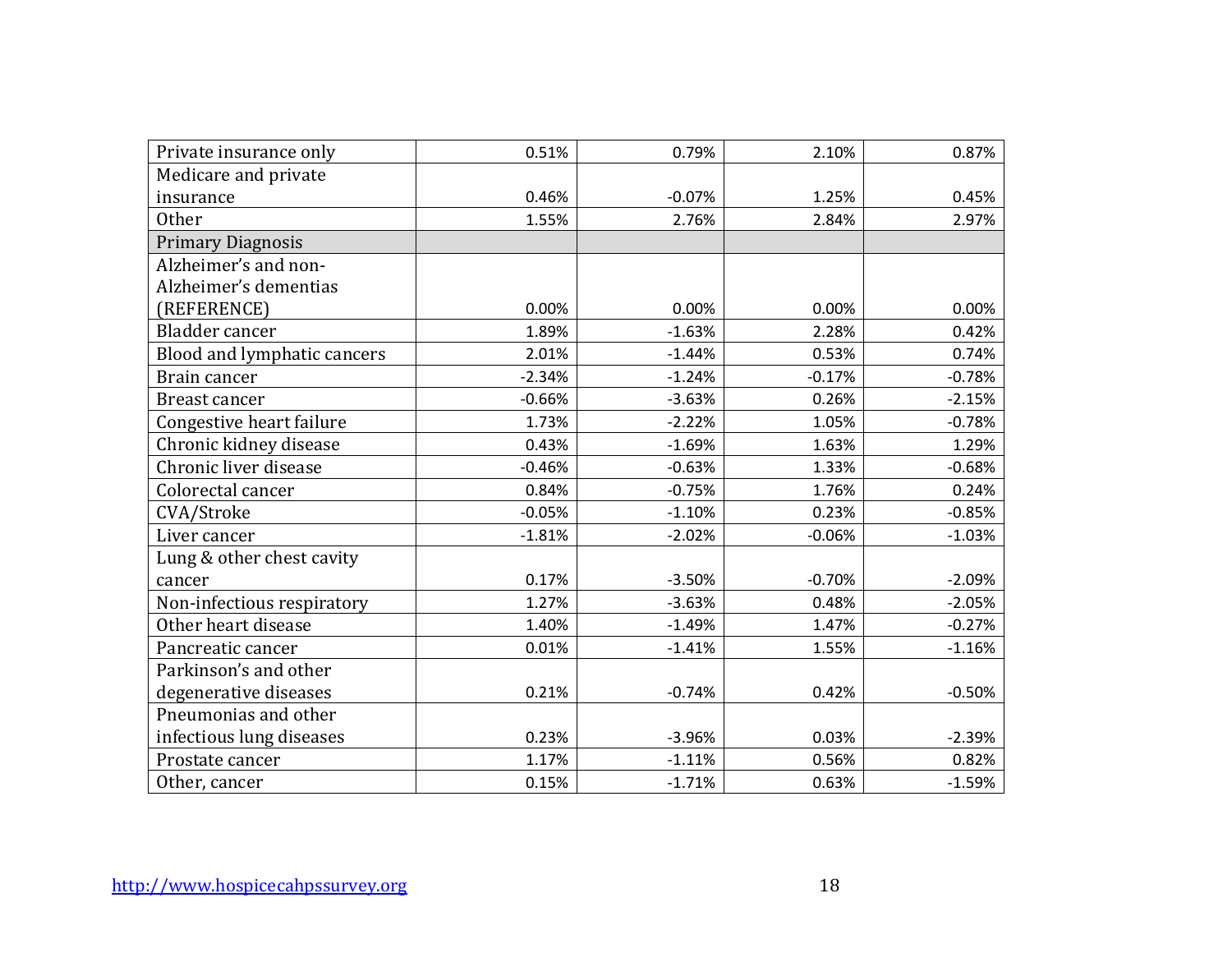| | | | | |
|---|---|---|---|---|
| Private insurance only | 0.51% | 0.79% | 2.10% | 0.87% |
| Medicare and private insurance | 0.46% | -0.07% | 1.25% | 0.45% |
| Other | 1.55% | 2.76% | 2.84% | 2.97% |
| Primary Diagnosis | | | | |
| Alzheimer's and non-Alzheimer's dementias (REFERENCE) | 0.00% | 0.00% | 0.00% | 0.00% |
| Bladder cancer | 1.89% | -1.63% | 2.28% | 0.42% |
| Blood and lymphatic cancers | 2.01% | -1.44% | 0.53% | 0.74% |
| Brain cancer | -2.34% | -1.24% | -0.17% | -0.78% |
| Breast cancer | -0.66% | -3.63% | 0.26% | -2.15% |
| Congestive heart failure | 1.73% | -2.22% | 1.05% | -0.78% |
| Chronic kidney disease | 0.43% | -1.69% | 1.63% | 1.29% |
| Chronic liver disease | -0.46% | -0.63% | 1.33% | -0.68% |
| Colorectal cancer | 0.84% | -0.75% | 1.76% | 0.24% |
| CVA/Stroke | -0.05% | -1.10% | 0.23% | -0.85% |
| Liver cancer | -1.81% | -2.02% | -0.06% | -1.03% |
| Lung & other chest cavity cancer | 0.17% | -3.50% | -0.70% | -2.09% |
| Non-infectious respiratory | 1.27% | -3.63% | 0.48% | -2.05% |
| Other heart disease | 1.40% | -1.49% | 1.47% | -0.27% |
| Pancreatic cancer | 0.01% | -1.41% | 1.55% | -1.16% |
| Parkinson's and other degenerative diseases | 0.21% | -0.74% | 0.42% | -0.50% |
| Pneumonias and other infectious lung diseases | 0.23% | -3.96% | 0.03% | -2.39% |
| Prostate cancer | 1.17% | -1.11% | 0.56% | 0.82% |
| Other, cancer | 0.15% | -1.71% | 0.63% | -1.59% |

http://www.hospicecahpssurvey.org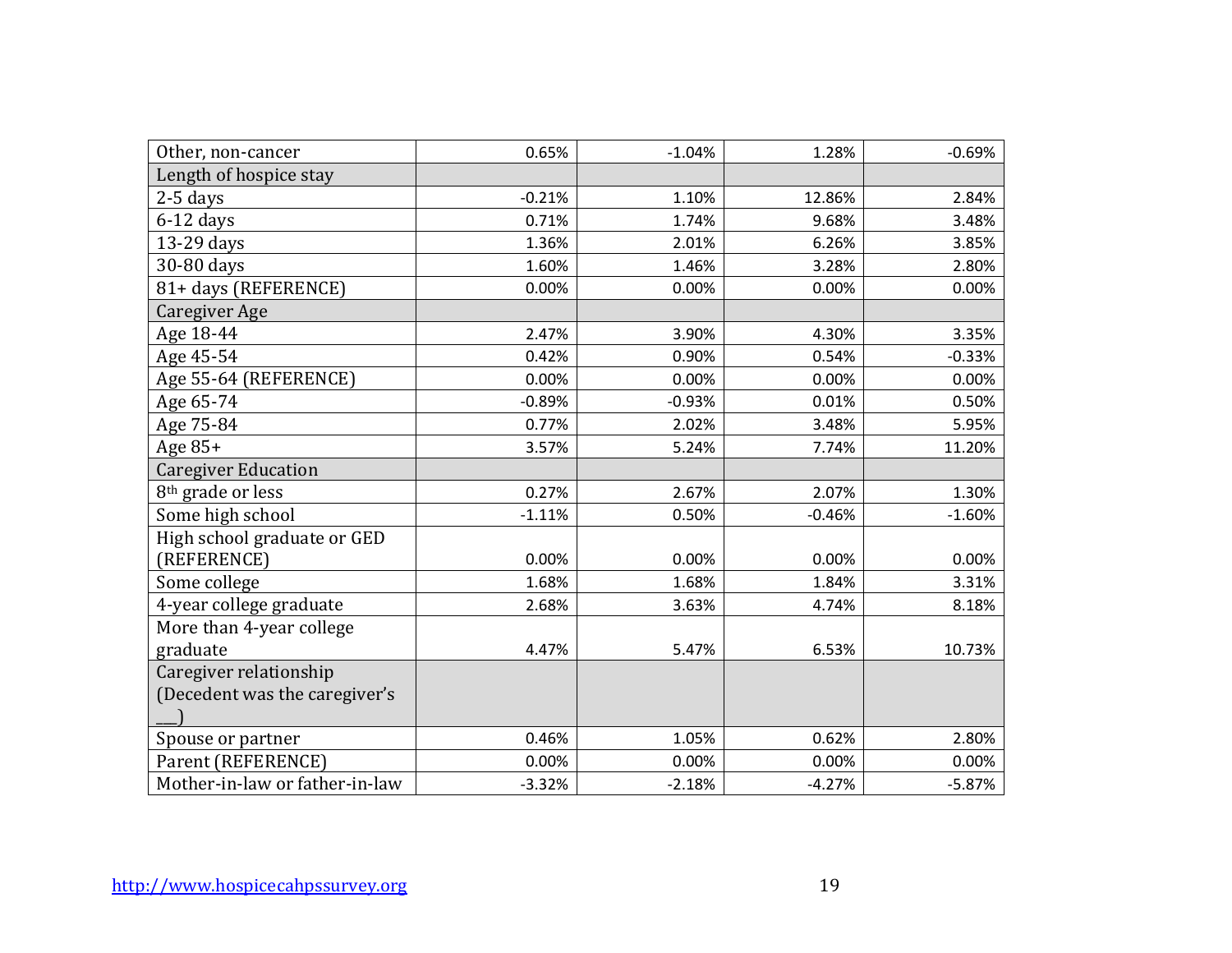| Other, non-cancer | 0.65% | -1.04% | 1.28% | -0.69% |
|---|---|---|---|---|
| Length of hospice stay | | | | |
| 2-5 days | -0.21% | 1.10% | 12.86% | 2.84% |
| 6-12 days | 0.71% | 1.74% | 9.68% | 3.48% |
| 13-29 days | 1.36% | 2.01% | 6.26% | 3.85% |
| 30-80 days | 1.60% | 1.46% | 3.28% | 2.80% |
| 81+ days (REFERENCE) | 0.00% | 0.00% | 0.00% | 0.00% |
| Caregiver Age | | | | |
| Age 18-44 | 2.47% | 3.90% | 4.30% | 3.35% |
| Age 45-54 | 0.42% | 0.90% | 0.54% | -0.33% |
| Age 55-64 (REFERENCE) | 0.00% | 0.00% | 0.00% | 0.00% |
| Age 65-74 | -0.89% | -0.93% | 0.01% | 0.50% |
| Age 75-84 | 0.77% | 2.02% | 3.48% | 5.95% |
| Age 85+ | 3.57% | 5.24% | 7.74% | 11.20% |
| Caregiver Education | | | | |
| 8th grade or less | 0.27% | 2.67% | 2.07% | 1.30% |
| Some high school | -1.11% | 0.50% | -0.46% | -1.60% |
| High school graduate or GED (REFERENCE) | 0.00% | 0.00% | 0.00% | 0.00% |
| Some college | 1.68% | 1.68% | 1.84% | 3.31% |
| 4-year college graduate | 2.68% | 3.63% | 4.74% | 8.18% |
| More than 4-year college graduate | 4.47% | 5.47% | 6.53% | 10.73% |
| Caregiver relationship (Decedent was the caregiver's ___) | | | | |
| Spouse or partner | 0.46% | 1.05% | 0.62% | 2.80% |
| Parent (REFERENCE) | 0.00% | 0.00% | 0.00% | 0.00% |
| Mother-in-law or father-in-law | -3.32% | -2.18% | -4.27% | -5.87% |

http://www.hospicecahpssurvey.org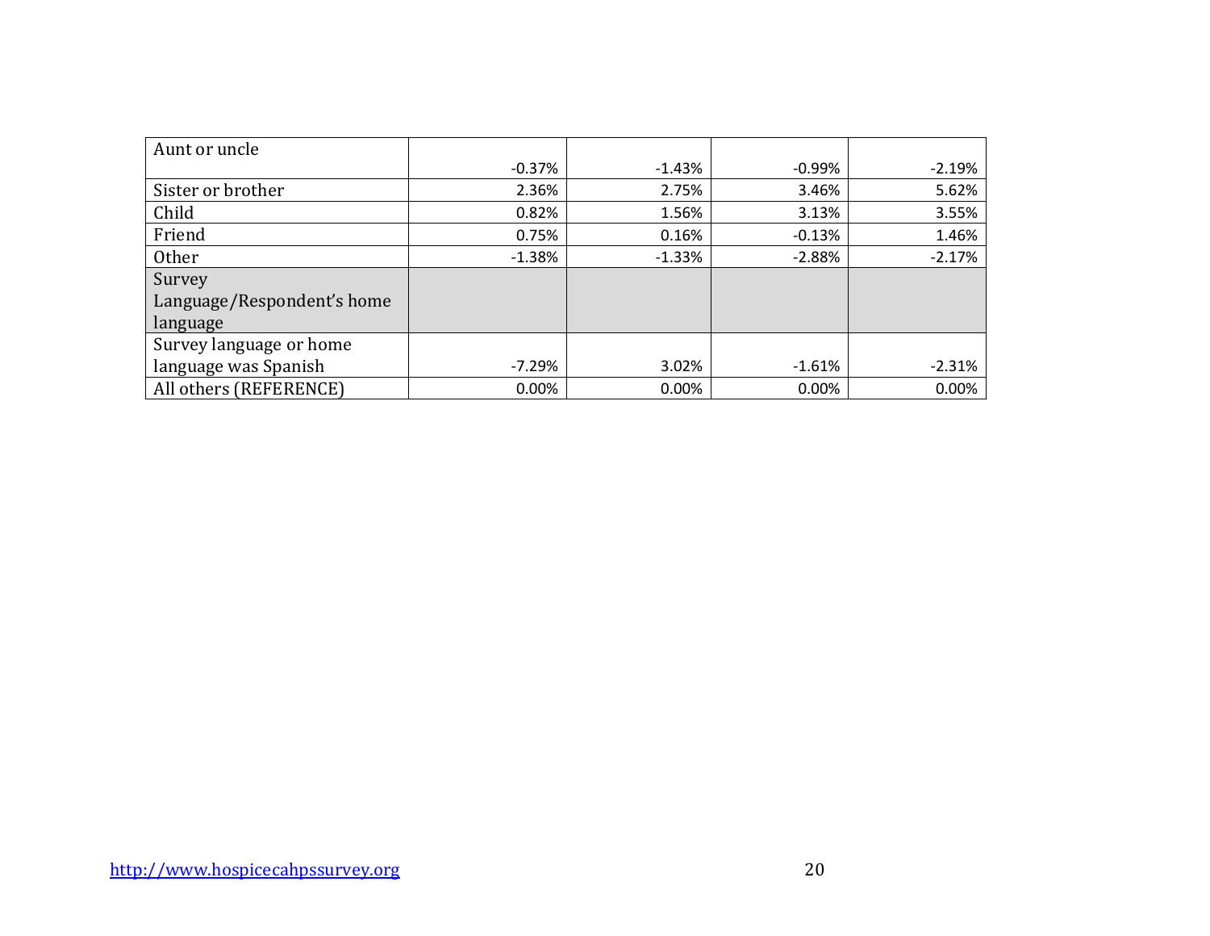| | | | | |
|---|---|---|---|---|
| Aunt or uncle | -0.37% | -1.43% | -0.99% | -2.19% |
| Sister or brother | 2.36% | 2.75% | 3.46% | 5.62% |
| Child | 0.82% | 1.56% | 3.13% | 3.55% |
| Friend | 0.75% | 0.16% | -0.13% | 1.46% |
| Other | -1.38% | -1.33% | -2.88% | -2.17% |
| Survey Language/Respondent's home language | | | | |
| Survey language or home language was Spanish | -7.29% | 3.02% | -1.61% | -2.31% |
| All others (REFERENCE) | 0.00% | 0.00% | 0.00% | 0.00% |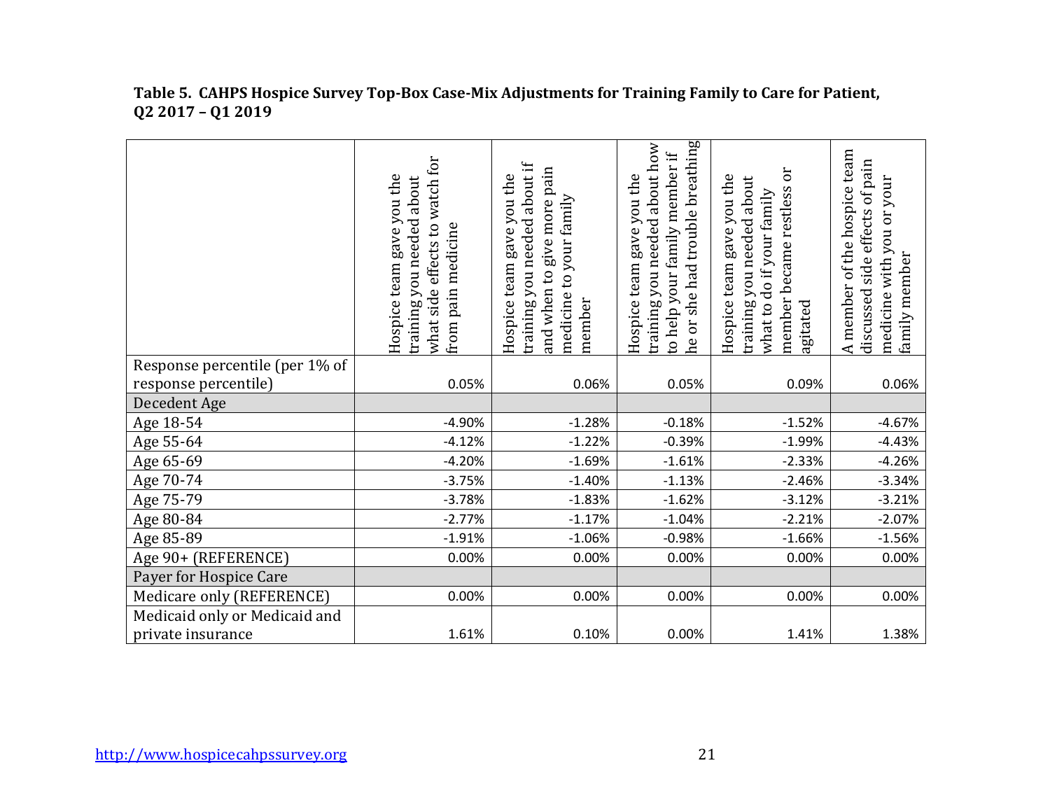**Table 5. CAHPS Hospice Survey Top-Box Case-Mix Adjustments for Training Family to Care for Patient, Q2 2017 – Q1 2019**

| | Hospice team gave you the training you needed about what side effects to watch for from pain medicine | Hospice team gave you the training you needed about if and when to give more pain medicine to your family member | Hospice team gave you the training you needed about how to help your family member if he or she had trouble breathing | Hospice team gave you the training you needed about what to do if your family member became restless or agitated | A member of the hospice team discussed side effects of pain medicine with you or your family member |
|---|---|---|---|---|---|
| Response percentile (per 1% of response percentile) | 0.05% | 0.06% | 0.05% | 0.09% | 0.06% |
| Decedent Age | | | | | |
| Age 18-54 | -4.90% | -1.28% | -0.18% | -1.52% | -4.67% |
| Age 55-64 | -4.12% | -1.22% | -0.39% | -1.99% | -4.43% |
| Age 65-69 | -4.20% | -1.69% | -1.61% | -2.33% | -4.26% |
| Age 70-74 | -3.75% | -1.40% | -1.13% | -2.46% | -3.34% |
| Age 75-79 | -3.78% | -1.83% | -1.62% | -3.12% | -3.21% |
| Age 80-84 | -2.77% | -1.17% | -1.04% | -2.21% | -2.07% |
| Age 85-89 | -1.91% | -1.06% | -0.98% | -1.66% | -1.56% |
| Age 90+ (REFERENCE) | 0.00% | 0.00% | 0.00% | 0.00% | 0.00% |
| Payer for Hospice Care | | | | | |
| Medicare only (REFERENCE) | 0.00% | 0.00% | 0.00% | 0.00% | 0.00% |
| Medicaid only or Medicaid and private insurance | 1.61% | 0.10% | 0.00% | 1.41% | 1.38% |

http://www.hospicecahpssurvey.org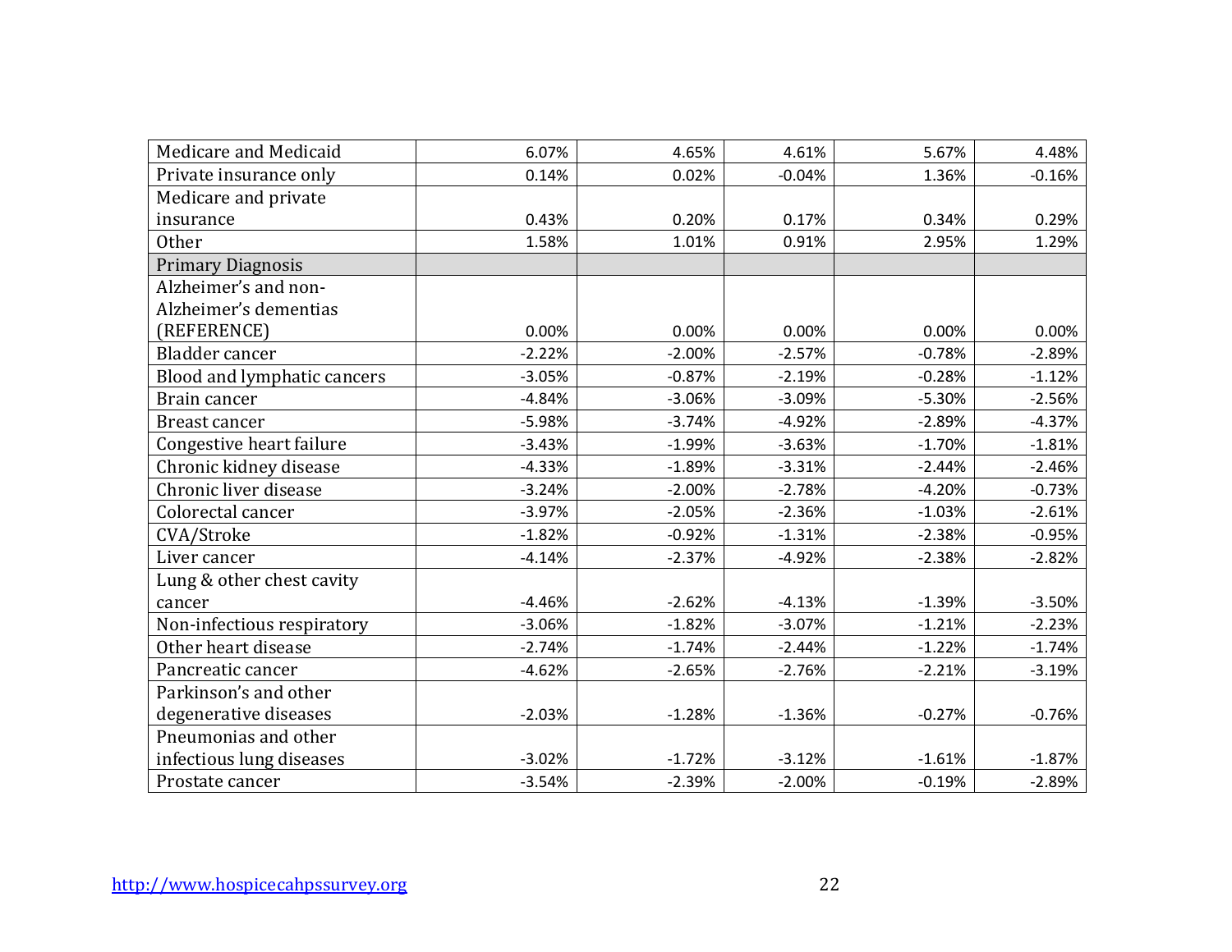| | | | | | |
|---|---|---|---|---|---|
| Medicare and Medicaid | 6.07% | 4.65% | 4.61% | 5.67% | 4.48% |
| Private insurance only | 0.14% | 0.02% | -0.04% | 1.36% | -0.16% |
| Medicare and private insurance | 0.43% | 0.20% | 0.17% | 0.34% | 0.29% |
| Other | 1.58% | 1.01% | 0.91% | 2.95% | 1.29% |
| Primary Diagnosis | | | | | |
| Alzheimer's and non-Alzheimer's dementias (REFERENCE) | 0.00% | 0.00% | 0.00% | 0.00% | 0.00% |
| Bladder cancer | -2.22% | -2.00% | -2.57% | -0.78% | -2.89% |
| Blood and lymphatic cancers | -3.05% | -0.87% | -2.19% | -0.28% | -1.12% |
| Brain cancer | -4.84% | -3.06% | -3.09% | -5.30% | -2.56% |
| Breast cancer | -5.98% | -3.74% | -4.92% | -2.89% | -4.37% |
| Congestive heart failure | -3.43% | -1.99% | -3.63% | -1.70% | -1.81% |
| Chronic kidney disease | -4.33% | -1.89% | -3.31% | -2.44% | -2.46% |
| Chronic liver disease | -3.24% | -2.00% | -2.78% | -4.20% | -0.73% |
| Colorectal cancer | -3.97% | -2.05% | -2.36% | -1.03% | -2.61% |
| CVA/Stroke | -1.82% | -0.92% | -1.31% | -2.38% | -0.95% |
| Liver cancer | -4.14% | -2.37% | -4.92% | -2.38% | -2.82% |
| Lung & other chest cavity cancer | -4.46% | -2.62% | -4.13% | -1.39% | -3.50% |
| Non-infectious respiratory | -3.06% | -1.82% | -3.07% | -1.21% | -2.23% |
| Other heart disease | -2.74% | -1.74% | -2.44% | -1.22% | -1.74% |
| Pancreatic cancer | -4.62% | -2.65% | -2.76% | -2.21% | -3.19% |
| Parkinson's and other degenerative diseases | -2.03% | -1.28% | -1.36% | -0.27% | -0.76% |
| Pneumonias and other infectious lung diseases | -3.02% | -1.72% | -3.12% | -1.61% | -1.87% |
| Prostate cancer | -3.54% | -2.39% | -2.00% | -0.19% | -2.89% |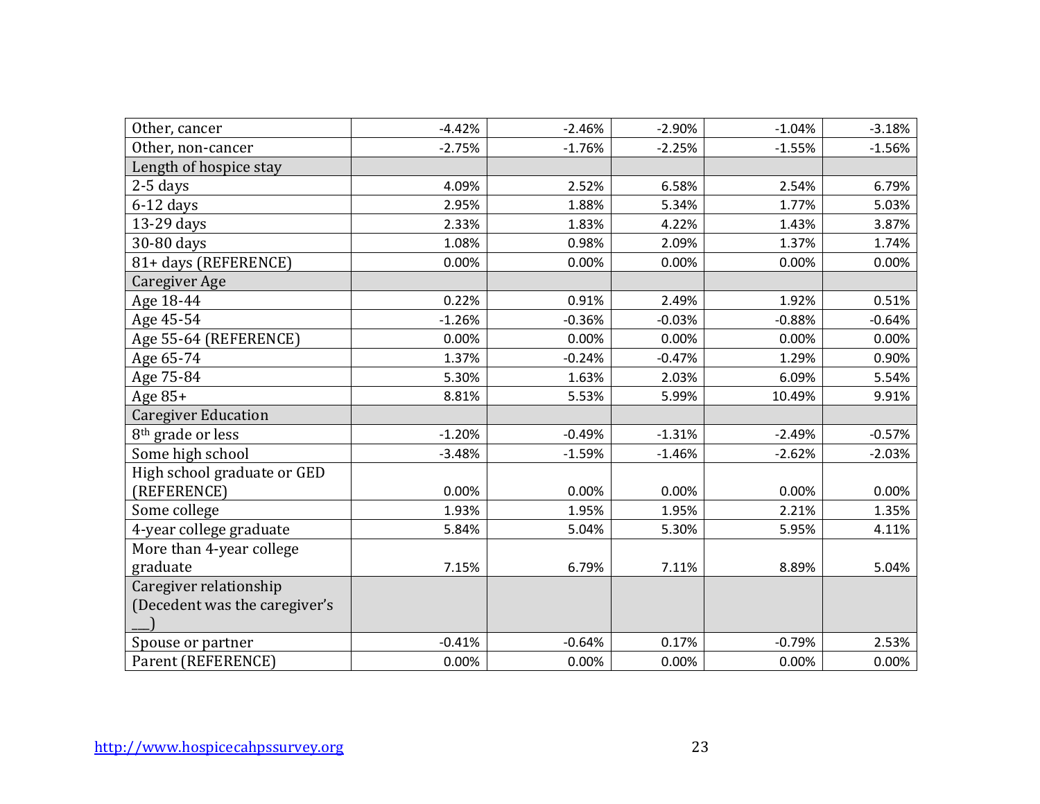| | | | | | |
|---|---|---|---|---|---|
| Other, cancer | -4.42% | -2.46% | -2.90% | -1.04% | -3.18% |
| Other, non-cancer | -2.75% | -1.76% | -2.25% | -1.55% | -1.56% |
| Length of hospice stay | | | | | |
| 2-5 days | 4.09% | 2.52% | 6.58% | 2.54% | 6.79% |
| 6-12 days | 2.95% | 1.88% | 5.34% | 1.77% | 5.03% |
| 13-29 days | 2.33% | 1.83% | 4.22% | 1.43% | 3.87% |
| 30-80 days | 1.08% | 0.98% | 2.09% | 1.37% | 1.74% |
| 81+ days (REFERENCE) | 0.00% | 0.00% | 0.00% | 0.00% | 0.00% |
| Caregiver Age | | | | | |
| Age 18-44 | 0.22% | 0.91% | 2.49% | 1.92% | 0.51% |
| Age 45-54 | -1.26% | -0.36% | -0.03% | -0.88% | -0.64% |
| Age 55-64 (REFERENCE) | 0.00% | 0.00% | 0.00% | 0.00% | 0.00% |
| Age 65-74 | 1.37% | -0.24% | -0.47% | 1.29% | 0.90% |
| Age 75-84 | 5.30% | 1.63% | 2.03% | 6.09% | 5.54% |
| Age 85+ | 8.81% | 5.53% | 5.99% | 10.49% | 9.91% |
| Caregiver Education | | | | | |
| 8th grade or less | -1.20% | -0.49% | -1.31% | -2.49% | -0.57% |
| Some high school | -3.48% | -1.59% | -1.46% | -2.62% | -2.03% |
| High school graduate or GED (REFERENCE) | 0.00% | 0.00% | 0.00% | 0.00% | 0.00% |
| Some college | 1.93% | 1.95% | 1.95% | 2.21% | 1.35% |
| 4-year college graduate | 5.84% | 5.04% | 5.30% | 5.95% | 4.11% |
| More than 4-year college graduate | 7.15% | 6.79% | 7.11% | 8.89% | 5.04% |
| Caregiver relationship (Decedent was the caregiver's ___) | | | | | |
| Spouse or partner | -0.41% | -0.64% | 0.17% | -0.79% | 2.53% |
| Parent (REFERENCE) | 0.00% | 0.00% | 0.00% | 0.00% | 0.00% |

http://www.hospicecahpssurvey.org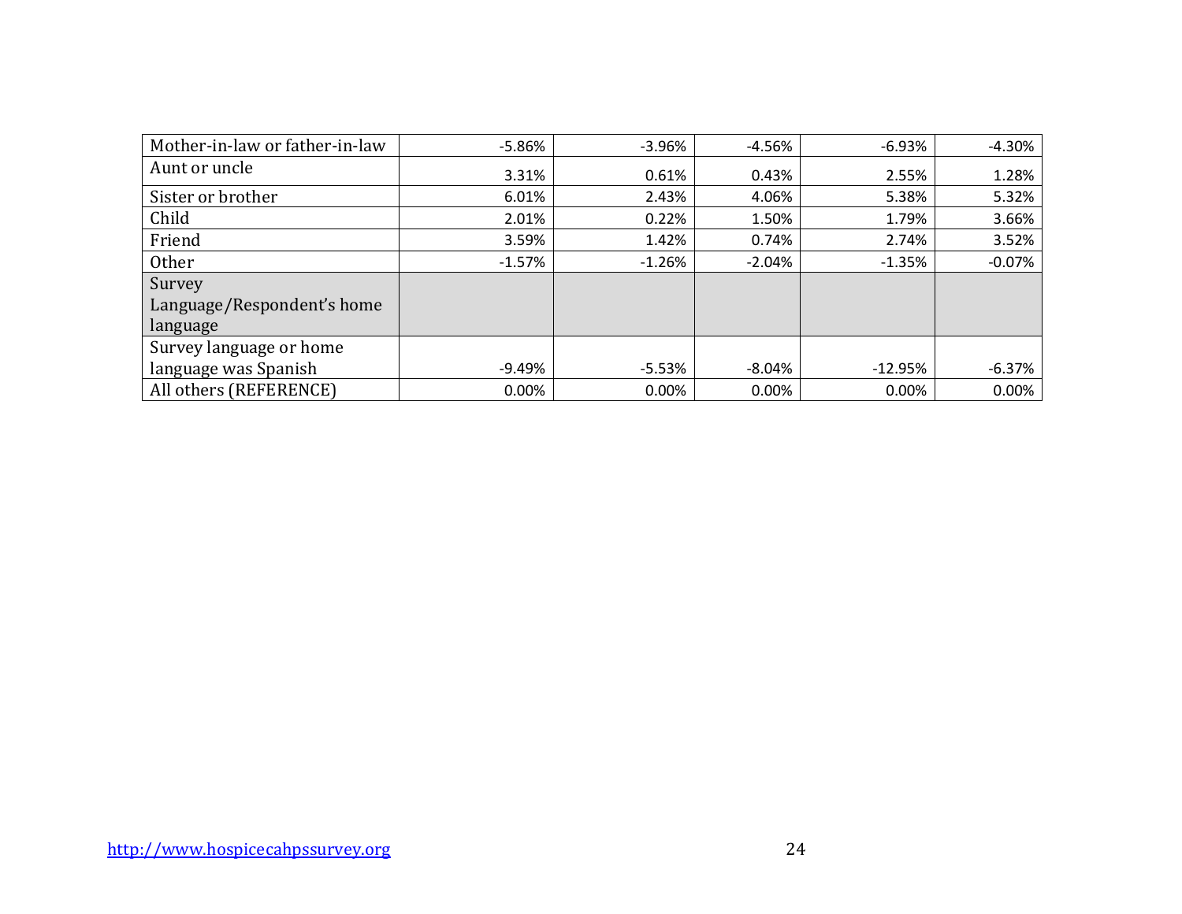| | | | | | |
|---|---|---|---|---|---|
| Mother-in-law or father-in-law | -5.86% | -3.96% | -4.56% | -6.93% | -4.30% |
| Aunt or uncle | 3.31% | 0.61% | 0.43% | 2.55% | 1.28% |
| Sister or brother | 6.01% | 2.43% | 4.06% | 5.38% | 5.32% |
| Child | 2.01% | 0.22% | 1.50% | 1.79% | 3.66% |
| Friend | 3.59% | 1.42% | 0.74% | 2.74% | 3.52% |
| Other | -1.57% | -1.26% | -2.04% | -1.35% | -0.07% |
| Survey Language/Respondent's home language | | | | | |
| Survey language or home language was Spanish | -9.49% | -5.53% | -8.04% | -12.95% | -6.37% |
| All others (REFERENCE) | 0.00% | 0.00% | 0.00% | 0.00% | 0.00% |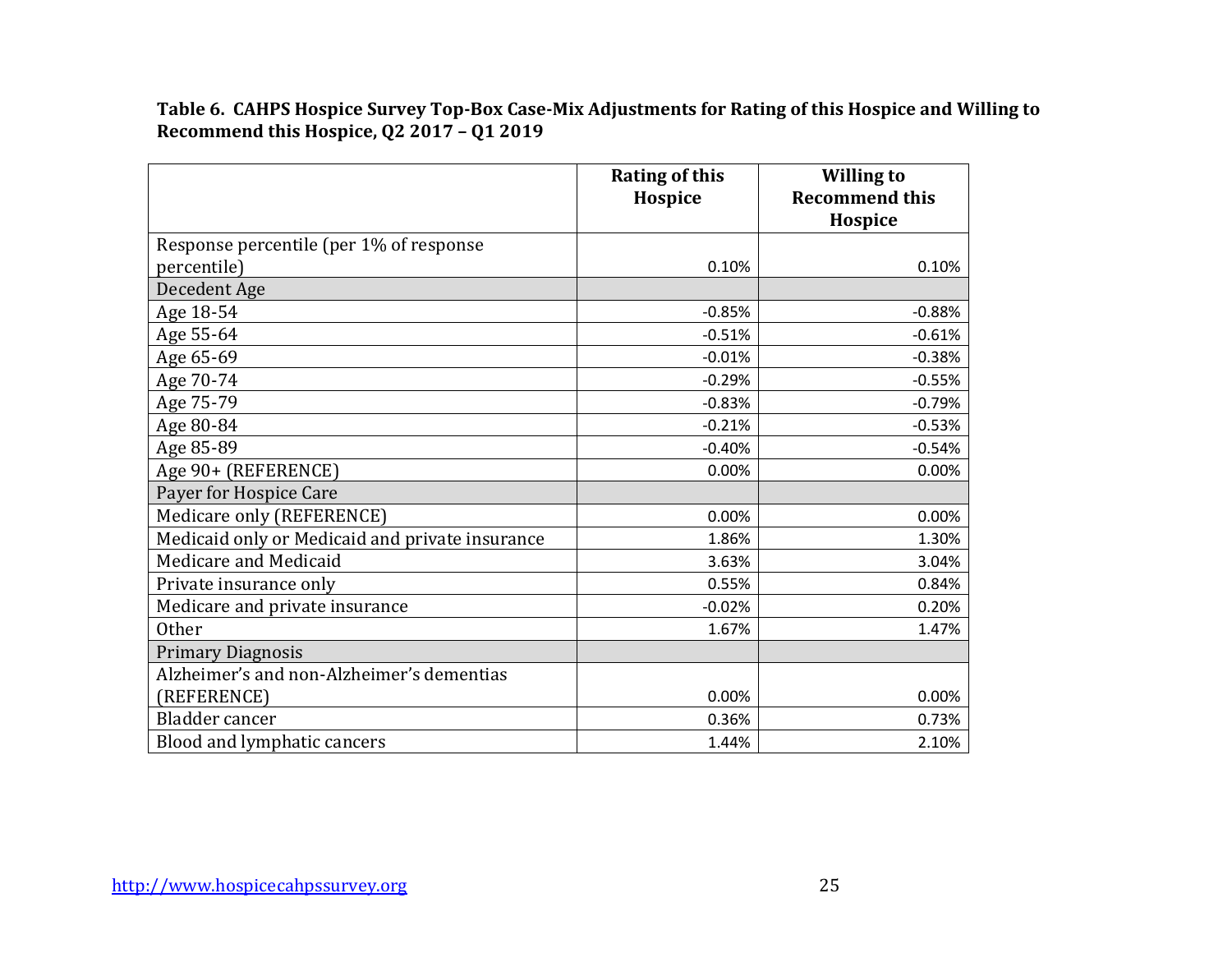**Table 6. CAHPS Hospice Survey Top-Box Case-Mix Adjustments for Rating of this Hospice and Willing to Recommend this Hospice, Q2 2017 – Q1 2019**

| | Rating of this Hospice | Willing to Recommend this Hospice |
|---|---|---|
| Response percentile (per 1% of response percentile) | 0.10% | 0.10% |
| Decedent Age | | |
| Age 18-54 | -0.85% | -0.88% |
| Age 55-64 | -0.51% | -0.61% |
| Age 65-69 | -0.01% | -0.38% |
| Age 70-74 | -0.29% | -0.55% |
| Age 75-79 | -0.83% | -0.79% |
| Age 80-84 | -0.21% | -0.53% |
| Age 85-89 | -0.40% | -0.54% |
| Age 90+ (REFERENCE) | 0.00% | 0.00% |
| Payer for Hospice Care | | |
| Medicare only (REFERENCE) | 0.00% | 0.00% |
| Medicaid only or Medicaid and private insurance | 1.86% | 1.30% |
| Medicare and Medicaid | 3.63% | 3.04% |
| Private insurance only | 0.55% | 0.84% |
| Medicare and private insurance | -0.02% | 0.20% |
| Other | 1.67% | 1.47% |
| Primary Diagnosis | | |
| Alzheimer's and non-Alzheimer's dementias (REFERENCE) | 0.00% | 0.00% |
| Bladder cancer | 0.36% | 0.73% |
| Blood and lymphatic cancers | 1.44% | 2.10% |

http://www.hospicecahpssurvey.org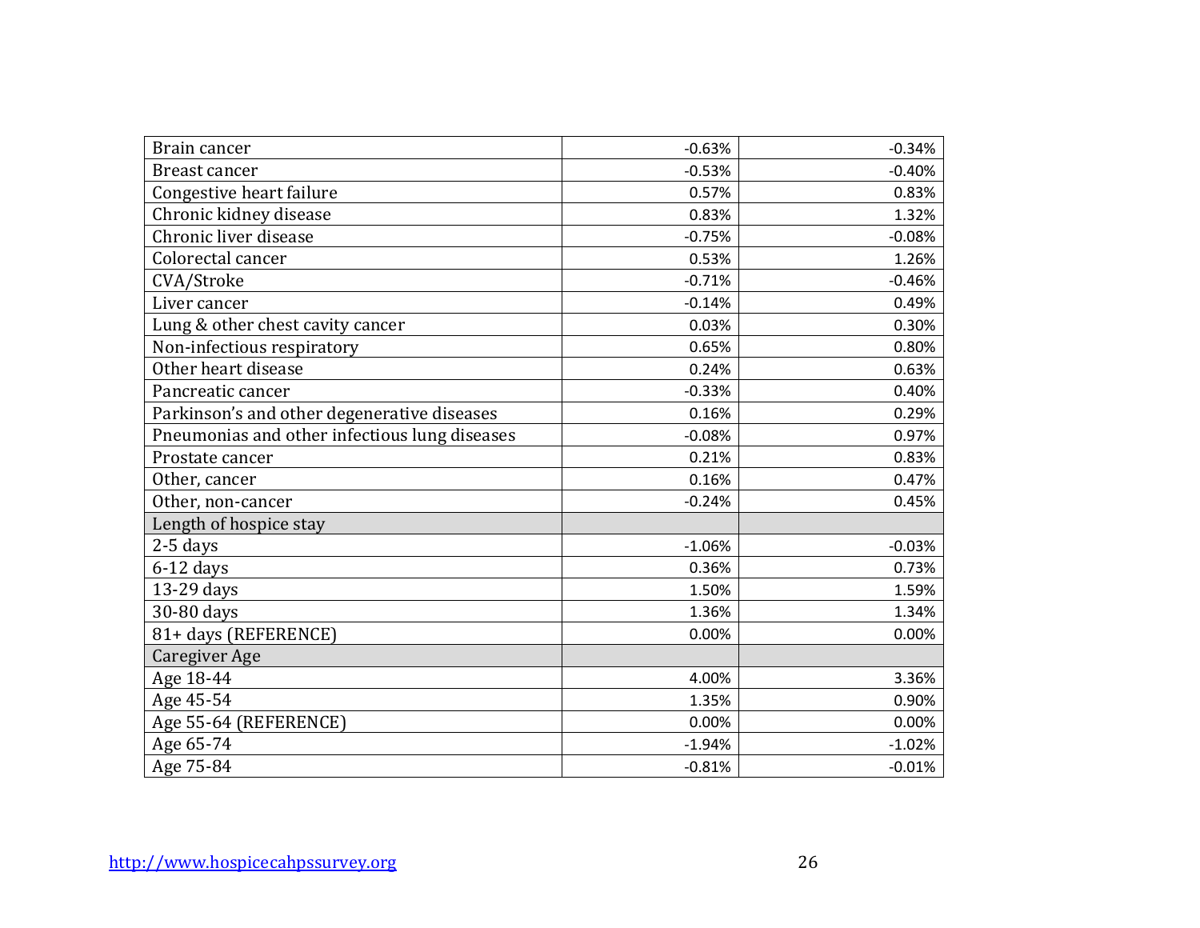| | | |
|---|---|---|
| Brain cancer | -0.63% | -0.34% |
| Breast cancer | -0.53% | -0.40% |
| Congestive heart failure | 0.57% | 0.83% |
| Chronic kidney disease | 0.83% | 1.32% |
| Chronic liver disease | -0.75% | -0.08% |
| Colorectal cancer | 0.53% | 1.26% |
| CVA/Stroke | -0.71% | -0.46% |
| Liver cancer | -0.14% | 0.49% |
| Lung & other chest cavity cancer | 0.03% | 0.30% |
| Non-infectious respiratory | 0.65% | 0.80% |
| Other heart disease | 0.24% | 0.63% |
| Pancreatic cancer | -0.33% | 0.40% |
| Parkinson's and other degenerative diseases | 0.16% | 0.29% |
| Pneumonias and other infectious lung diseases | -0.08% | 0.97% |
| Prostate cancer | 0.21% | 0.83% |
| Other, cancer | 0.16% | 0.47% |
| Other, non-cancer | -0.24% | 0.45% |
| Length of hospice stay | | |
| 2-5 days | -1.06% | -0.03% |
| 6-12 days | 0.36% | 0.73% |
| 13-29 days | 1.50% | 1.59% |
| 30-80 days | 1.36% | 1.34% |
| 81+ days (REFERENCE) | 0.00% | 0.00% |
| Caregiver Age | | |
| Age 18-44 | 4.00% | 3.36% |
| Age 45-54 | 1.35% | 0.90% |
| Age 55-64 (REFERENCE) | 0.00% | 0.00% |
| Age 65-74 | -1.94% | -1.02% |
| Age 75-84 | -0.81% | -0.01% |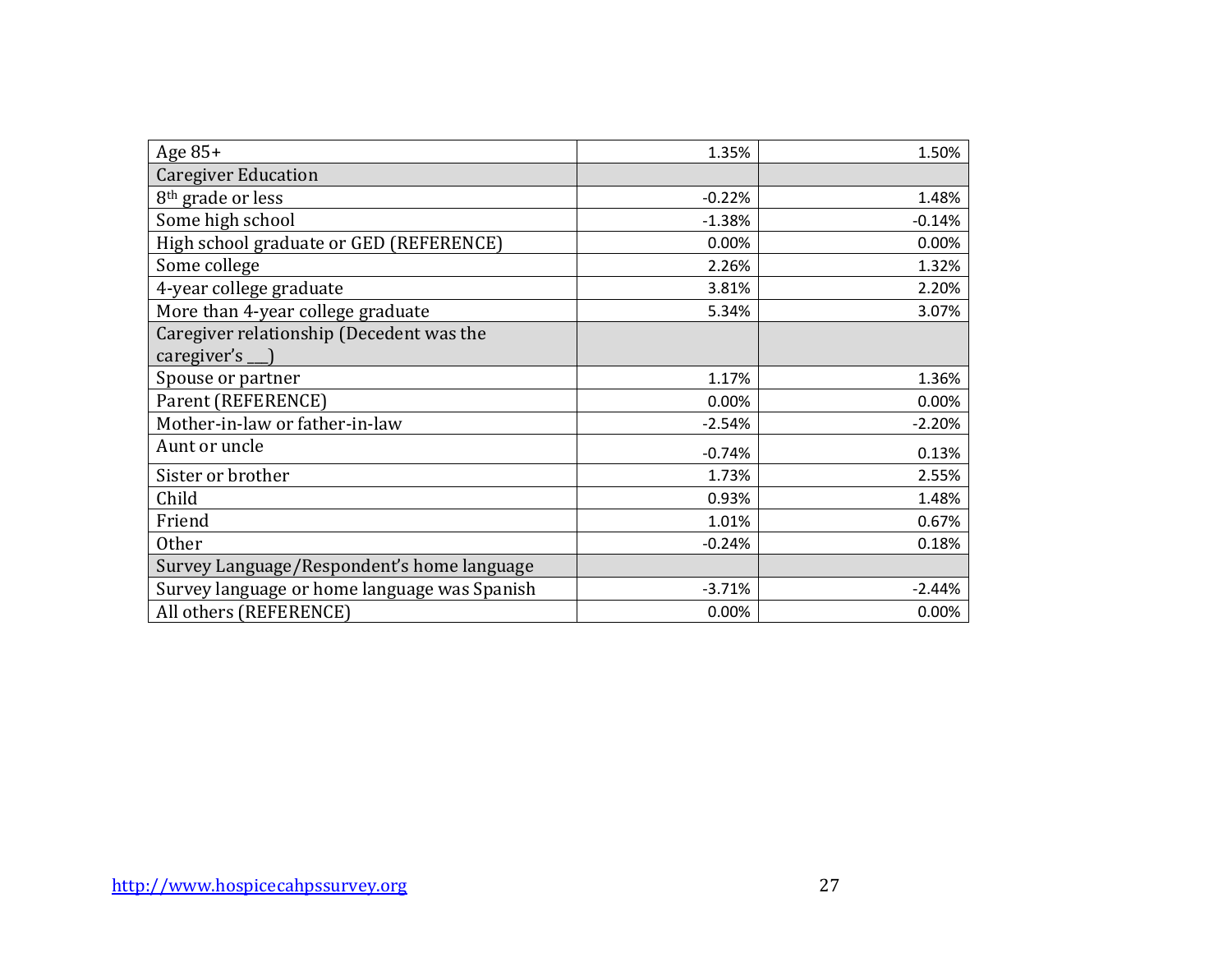| | | |
|---|---|---|
| Age 85+ | 1.35% | 1.50% |
| Caregiver Education | | |
| 8th grade or less | -0.22% | 1.48% |
| Some high school | -1.38% | -0.14% |
| High school graduate or GED (REFERENCE) | 0.00% | 0.00% |
| Some college | 2.26% | 1.32% |
| 4-year college graduate | 3.81% | 2.20% |
| More than 4-year college graduate | 5.34% | 3.07% |
| Caregiver relationship (Decedent was the caregiver's ___) | | |
| Spouse or partner | 1.17% | 1.36% |
| Parent (REFERENCE) | 0.00% | 0.00% |
| Mother-in-law or father-in-law | -2.54% | -2.20% |
| Aunt or uncle | -0.74% | 0.13% |
| Sister or brother | 1.73% | 2.55% |
| Child | 0.93% | 1.48% |
| Friend | 1.01% | 0.67% |
| Other | -0.24% | 0.18% |
| Survey Language/Respondent's home language | | |
| Survey language or home language was Spanish | -3.71% | -2.44% |
| All others (REFERENCE) | 0.00% | 0.00% |

http://www.hospicecahpssurvey.org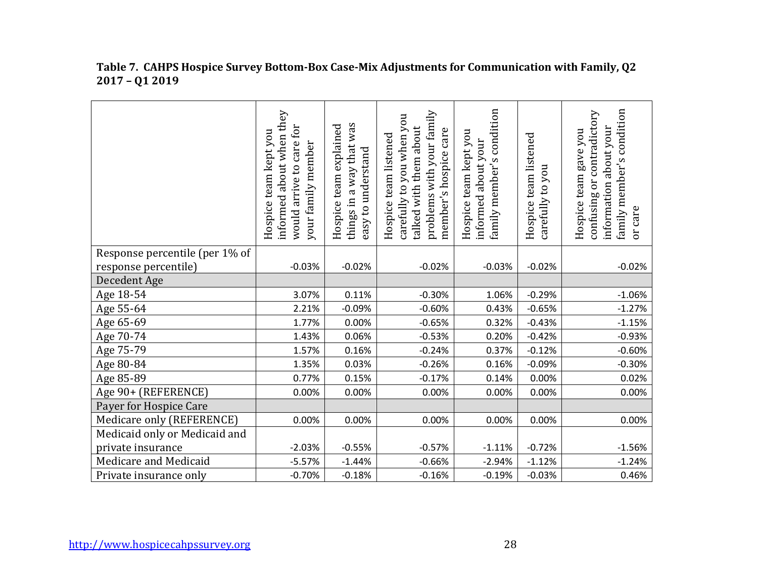**Table 7. CAHPS Hospice Survey Bottom-Box Case-Mix Adjustments for Communication with Family, Q2 2017 – Q1 2019**

| | Hospice team kept you informed about when they would arrive to care for your family member | Hospice team explained things in a way that was easy to understand | Hospice team listened carefully to you when you talked with them about problems with your family member's hospice care | Hospice team kept you informed about your family member's condition | Hospice team listened carefully to you | Hospice team gave you confusing or contradictory information about your family member's condition or care |
|---|---|---|---|---|---|---|
| Response percentile (per 1% of response percentile) | -0.03% | -0.02% | -0.02% | -0.03% | -0.02% | -0.02% |
| Decedent Age | | | | | | |
| Age 18-54 | 3.07% | 0.11% | -0.30% | 1.06% | -0.29% | -1.06% |
| Age 55-64 | 2.21% | -0.09% | -0.60% | 0.43% | -0.65% | -1.27% |
| Age 65-69 | 1.77% | 0.00% | -0.65% | 0.32% | -0.43% | -1.15% |
| Age 70-74 | 1.43% | 0.06% | -0.53% | 0.20% | -0.42% | -0.93% |
| Age 75-79 | 1.57% | 0.16% | -0.24% | 0.37% | -0.12% | -0.60% |
| Age 80-84 | 1.35% | 0.03% | -0.26% | 0.16% | -0.09% | -0.30% |
| Age 85-89 | 0.77% | 0.15% | -0.17% | 0.14% | 0.00% | 0.02% |
| Age 90+ (REFERENCE) | 0.00% | 0.00% | 0.00% | 0.00% | 0.00% | 0.00% |
| Payer for Hospice Care | | | | | | |
| Medicare only (REFERENCE) | 0.00% | 0.00% | 0.00% | 0.00% | 0.00% | 0.00% |
| Medicaid only or Medicaid and private insurance | -2.03% | -0.55% | -0.57% | -1.11% | -0.72% | -1.56% |
| Medicare and Medicaid | -5.57% | -1.44% | -0.66% | -2.94% | -1.12% | -1.24% |
| Private insurance only | -0.70% | -0.18% | -0.16% | -0.19% | -0.03% | 0.46% |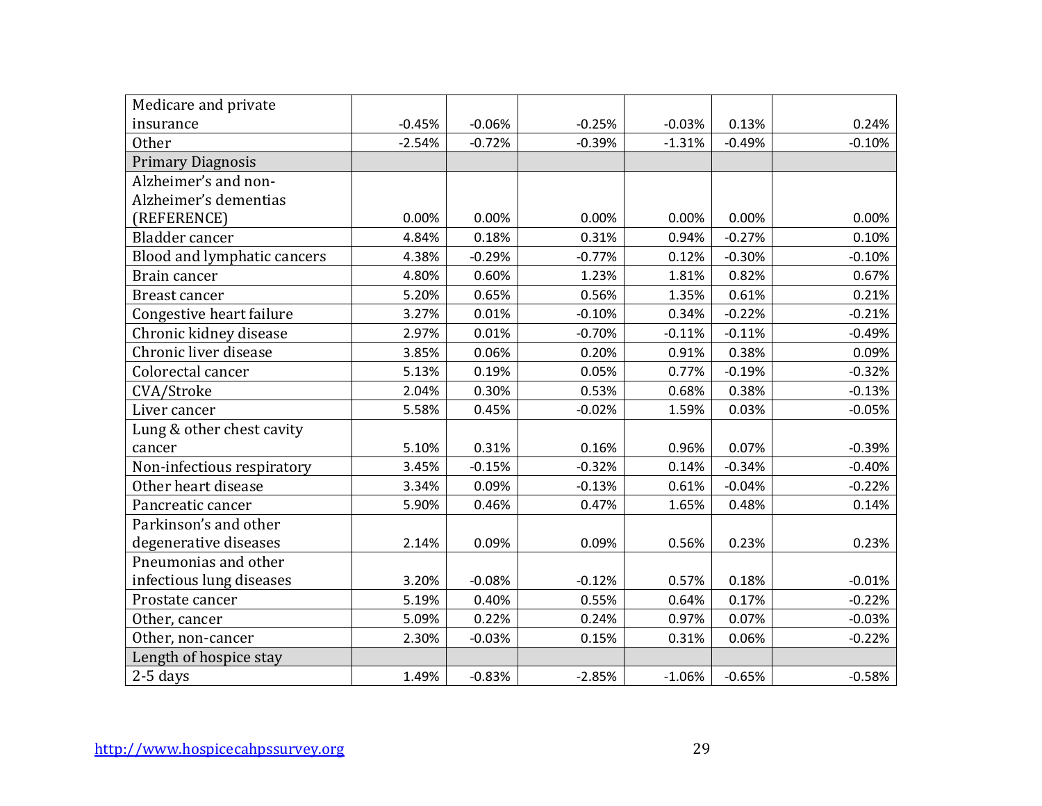| | | | | | | |
|---|---|---|---|---|---|---|
| Medicare and private insurance | -0.45% | -0.06% | -0.25% | -0.03% | 0.13% | 0.24% |
| Other | -2.54% | -0.72% | -0.39% | -1.31% | -0.49% | -0.10% |
| Primary Diagnosis | | | | | | |
| Alzheimer's and non-Alzheimer's dementias (REFERENCE) | 0.00% | 0.00% | 0.00% | 0.00% | 0.00% | 0.00% |
| Bladder cancer | 4.84% | 0.18% | 0.31% | 0.94% | -0.27% | 0.10% |
| Blood and lymphatic cancers | 4.38% | -0.29% | -0.77% | 0.12% | -0.30% | -0.10% |
| Brain cancer | 4.80% | 0.60% | 1.23% | 1.81% | 0.82% | 0.67% |
| Breast cancer | 5.20% | 0.65% | 0.56% | 1.35% | 0.61% | 0.21% |
| Congestive heart failure | 3.27% | 0.01% | -0.10% | 0.34% | -0.22% | -0.21% |
| Chronic kidney disease | 2.97% | 0.01% | -0.70% | -0.11% | -0.11% | -0.49% |
| Chronic liver disease | 3.85% | 0.06% | 0.20% | 0.91% | 0.38% | 0.09% |
| Colorectal cancer | 5.13% | 0.19% | 0.05% | 0.77% | -0.19% | -0.32% |
| CVA/Stroke | 2.04% | 0.30% | 0.53% | 0.68% | 0.38% | -0.13% |
| Liver cancer | 5.58% | 0.45% | -0.02% | 1.59% | 0.03% | -0.05% |
| Lung & other chest cavity cancer | 5.10% | 0.31% | 0.16% | 0.96% | 0.07% | -0.39% |
| Non-infectious respiratory | 3.45% | -0.15% | -0.32% | 0.14% | -0.34% | -0.40% |
| Other heart disease | 3.34% | 0.09% | -0.13% | 0.61% | -0.04% | -0.22% |
| Pancreatic cancer | 5.90% | 0.46% | 0.47% | 1.65% | 0.48% | 0.14% |
| Parkinson's and other degenerative diseases | 2.14% | 0.09% | 0.09% | 0.56% | 0.23% | 0.23% |
| Pneumonias and other infectious lung diseases | 3.20% | -0.08% | -0.12% | 0.57% | 0.18% | -0.01% |
| Prostate cancer | 5.19% | 0.40% | 0.55% | 0.64% | 0.17% | -0.22% |
| Other, cancer | 5.09% | 0.22% | 0.24% | 0.97% | 0.07% | -0.03% |
| Other, non-cancer | 2.30% | -0.03% | 0.15% | 0.31% | 0.06% | -0.22% |
| Length of hospice stay | | | | | | |
| 2-5 days | 1.49% | -0.83% | -2.85% | -1.06% | -0.65% | -0.58% |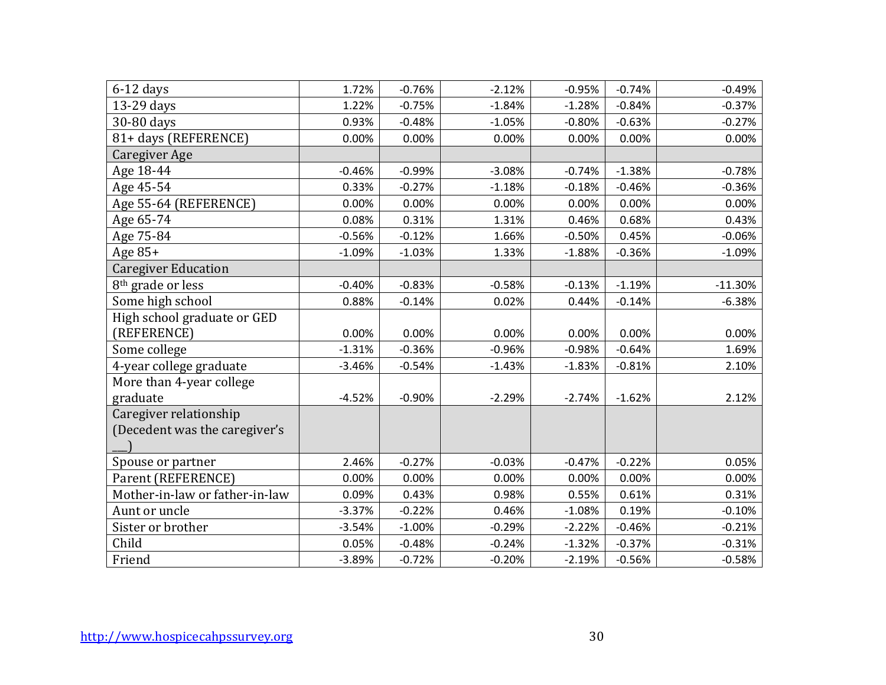| | | | | | | |
|---|---|---|---|---|---|---|
| 6-12 days | 1.72% | -0.76% | -2.12% | -0.95% | -0.74% | -0.49% |
| 13-29 days | 1.22% | -0.75% | -1.84% | -1.28% | -0.84% | -0.37% |
| 30-80 days | 0.93% | -0.48% | -1.05% | -0.80% | -0.63% | -0.27% |
| 81+ days (REFERENCE) | 0.00% | 0.00% | 0.00% | 0.00% | 0.00% | 0.00% |
| Caregiver Age | | | | | | |
| Age 18-44 | -0.46% | -0.99% | -3.08% | -0.74% | -1.38% | -0.78% |
| Age 45-54 | 0.33% | -0.27% | -1.18% | -0.18% | -0.46% | -0.36% |
| Age 55-64 (REFERENCE) | 0.00% | 0.00% | 0.00% | 0.00% | 0.00% | 0.00% |
| Age 65-74 | 0.08% | 0.31% | 1.31% | 0.46% | 0.68% | 0.43% |
| Age 75-84 | -0.56% | -0.12% | 1.66% | -0.50% | 0.45% | -0.06% |
| Age 85+ | -1.09% | -1.03% | 1.33% | -1.88% | -0.36% | -1.09% |
| Caregiver Education | | | | | | |
| 8th grade or less | -0.40% | -0.83% | -0.58% | -0.13% | -1.19% | -11.30% |
| Some high school | 0.88% | -0.14% | 0.02% | 0.44% | -0.14% | -6.38% |
| High school graduate or GED (REFERENCE) | 0.00% | 0.00% | 0.00% | 0.00% | 0.00% | 0.00% |
| Some college | -1.31% | -0.36% | -0.96% | -0.98% | -0.64% | 1.69% |
| 4-year college graduate | -3.46% | -0.54% | -1.43% | -1.83% | -0.81% | 2.10% |
| More than 4-year college graduate | -4.52% | -0.90% | -2.29% | -2.74% | -1.62% | 2.12% |
| Caregiver relationship (Decedent was the caregiver's ___) | | | | | | |
| Spouse or partner | 2.46% | -0.27% | -0.03% | -0.47% | -0.22% | 0.05% |
| Parent (REFERENCE) | 0.00% | 0.00% | 0.00% | 0.00% | 0.00% | 0.00% |
| Mother-in-law or father-in-law | 0.09% | 0.43% | 0.98% | 0.55% | 0.61% | 0.31% |
| Aunt or uncle | -3.37% | -0.22% | 0.46% | -1.08% | 0.19% | -0.10% |
| Sister or brother | -3.54% | -1.00% | -0.29% | -2.22% | -0.46% | -0.21% |
| Child | 0.05% | -0.48% | -0.24% | -1.32% | -0.37% | -0.31% |
| Friend | -3.89% | -0.72% | -0.20% | -2.19% | -0.56% | -0.58% |

http://www.hospicecahpssurvey.org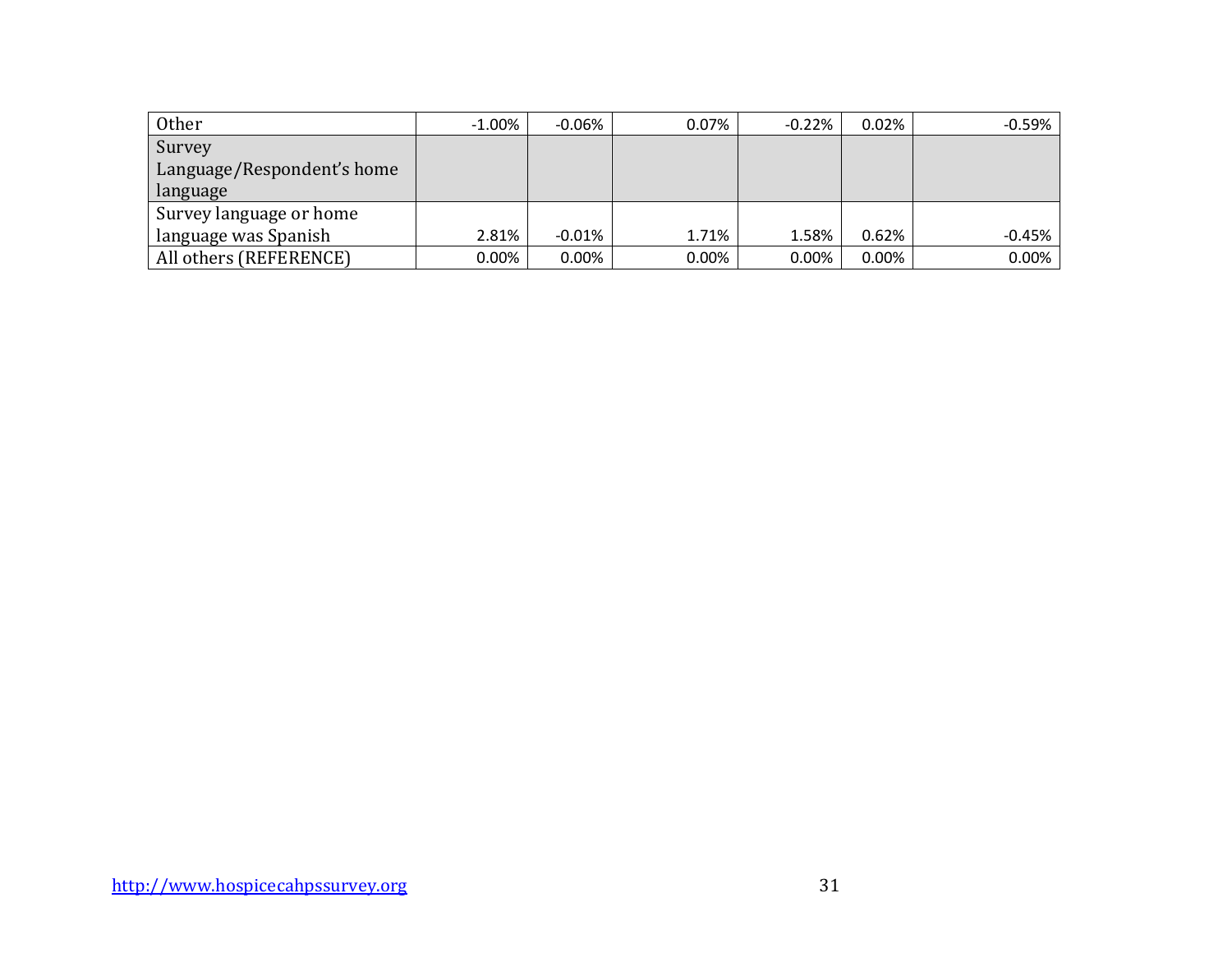| | | | | | | |
|---|---|---|---|---|---|---|
| Other | -1.00% | -0.06% | 0.07% | -0.22% | 0.02% | -0.59% |
| Survey Language/Respondent's home language | | | | | | |
| Survey language or home language was Spanish | 2.81% | -0.01% | 1.71% | 1.58% | 0.62% | -0.45% |
| All others (REFERENCE) | 0.00% | 0.00% | 0.00% | 0.00% | 0.00% | 0.00% |

http://www.hospicecahpssurvey.org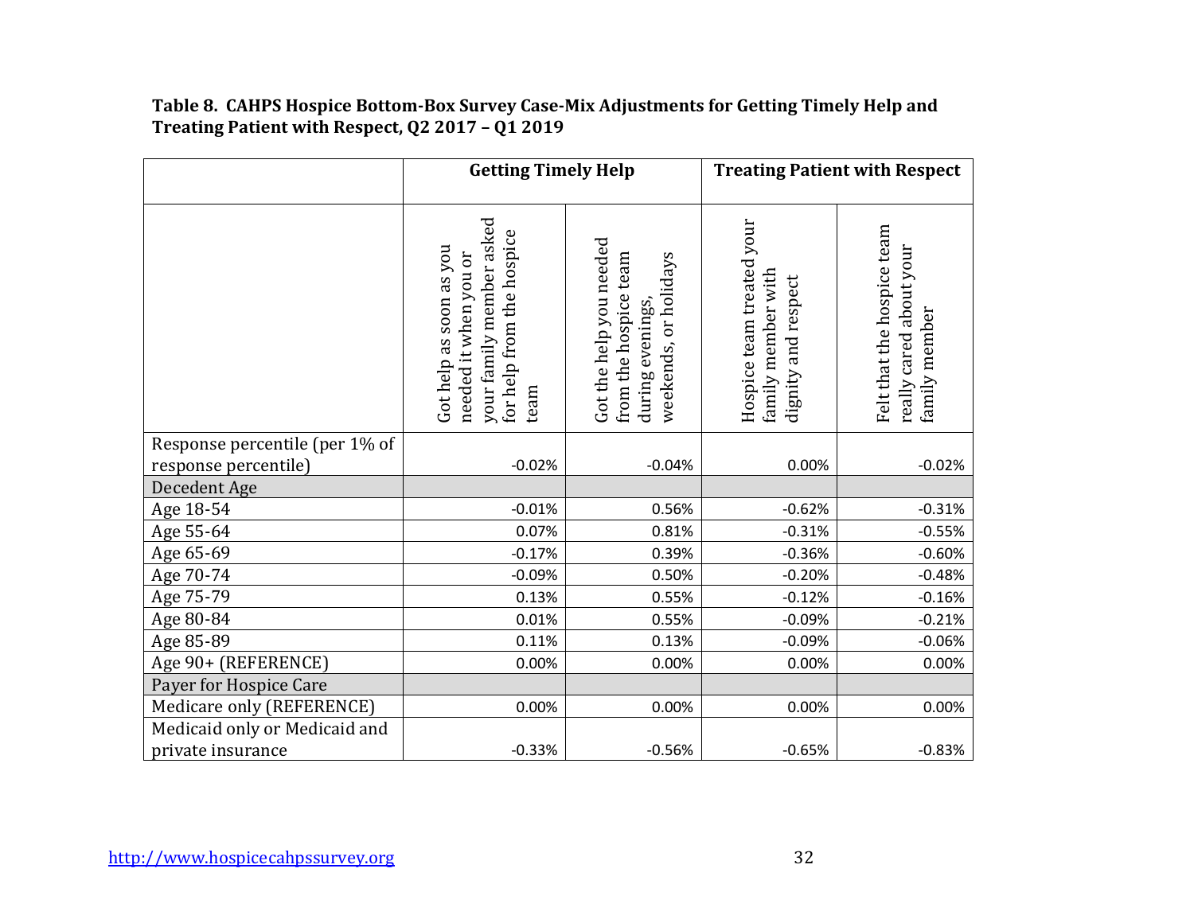**Table 8. CAHPS Hospice Bottom-Box Survey Case-Mix Adjustments for Getting Timely Help and Treating Patient with Respect, Q2 2017 – Q1 2019**

| | Getting Timely Help | | Treating Patient with Respect | |
|---|---|---|---|---|
| | Got help as soon as you needed it when you or your family member asked for help from the hospice team | Got the help you needed from the hospice team during evenings, weekends, or holidays | Hospice team treated your family member with dignity and respect | Felt that the hospice team really cared about your family member |
| Response percentile (per 1% of response percentile) | -0.02% | -0.04% | 0.00% | -0.02% |
| Decedent Age | | | | |
| Age 18-54 | -0.01% | 0.56% | -0.62% | -0.31% |
| Age 55-64 | 0.07% | 0.81% | -0.31% | -0.55% |
| Age 65-69 | -0.17% | 0.39% | -0.36% | -0.60% |
| Age 70-74 | -0.09% | 0.50% | -0.20% | -0.48% |
| Age 75-79 | 0.13% | 0.55% | -0.12% | -0.16% |
| Age 80-84 | 0.01% | 0.55% | -0.09% | -0.21% |
| Age 85-89 | 0.11% | 0.13% | -0.09% | -0.06% |
| Age 90+ (REFERENCE) | 0.00% | 0.00% | 0.00% | 0.00% |
| Payer for Hospice Care | | | | |
| Medicare only (REFERENCE) | 0.00% | 0.00% | 0.00% | 0.00% |
| Medicaid only or Medicaid and private insurance | -0.33% | -0.56% | -0.65% | -0.83% |

http://www.hospicecahpssurvey.org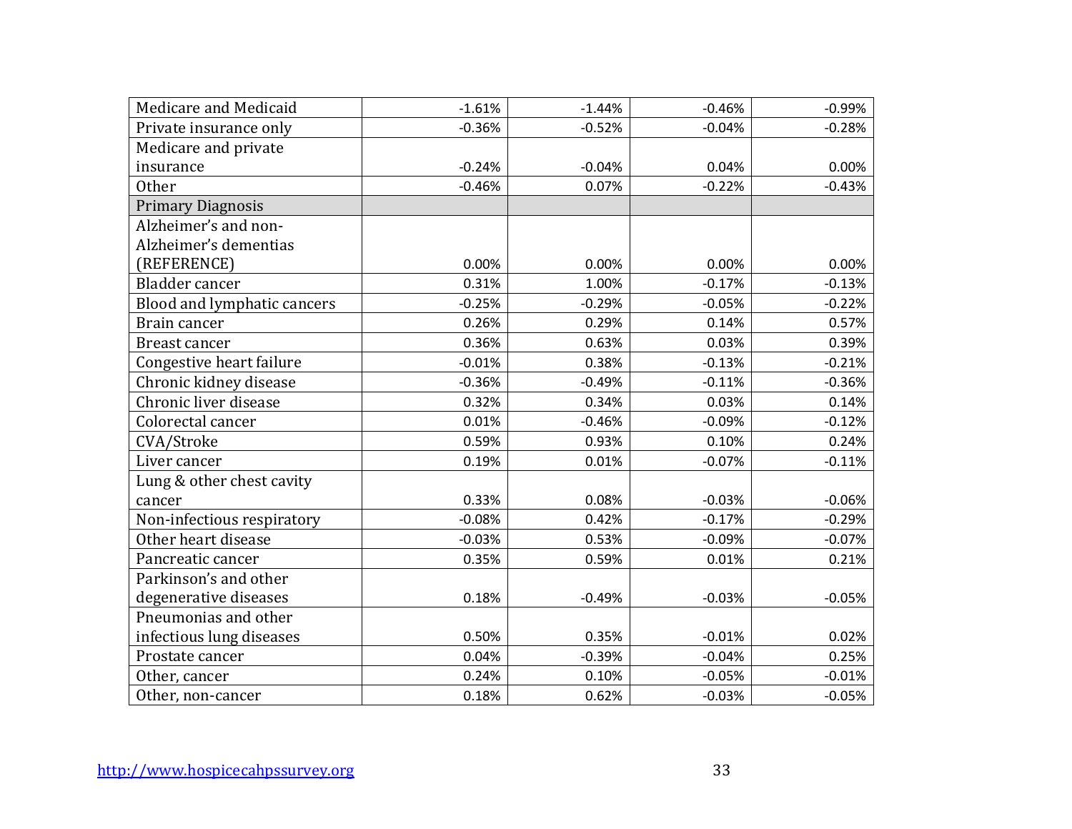| | | | | |
|---|---|---|---|---|
| Medicare and Medicaid | -1.61% | -1.44% | -0.46% | -0.99% |
| Private insurance only | -0.36% | -0.52% | -0.04% | -0.28% |
| Medicare and private insurance | -0.24% | -0.04% | 0.04% | 0.00% |
| Other | -0.46% | 0.07% | -0.22% | -0.43% |
| Primary Diagnosis | | | | |
| Alzheimer's and non-Alzheimer's dementias (REFERENCE) | 0.00% | 0.00% | 0.00% | 0.00% |
| Bladder cancer | 0.31% | 1.00% | -0.17% | -0.13% |
| Blood and lymphatic cancers | -0.25% | -0.29% | -0.05% | -0.22% |
| Brain cancer | 0.26% | 0.29% | 0.14% | 0.57% |
| Breast cancer | 0.36% | 0.63% | 0.03% | 0.39% |
| Congestive heart failure | -0.01% | 0.38% | -0.13% | -0.21% |
| Chronic kidney disease | -0.36% | -0.49% | -0.11% | -0.36% |
| Chronic liver disease | 0.32% | 0.34% | 0.03% | 0.14% |
| Colorectal cancer | 0.01% | -0.46% | -0.09% | -0.12% |
| CVA/Stroke | 0.59% | 0.93% | 0.10% | 0.24% |
| Liver cancer | 0.19% | 0.01% | -0.07% | -0.11% |
| Lung & other chest cavity cancer | 0.33% | 0.08% | -0.03% | -0.06% |
| Non-infectious respiratory | -0.08% | 0.42% | -0.17% | -0.29% |
| Other heart disease | -0.03% | 0.53% | -0.09% | -0.07% |
| Pancreatic cancer | 0.35% | 0.59% | 0.01% | 0.21% |
| Parkinson's and other degenerative diseases | 0.18% | -0.49% | -0.03% | -0.05% |
| Pneumonias and other infectious lung diseases | 0.50% | 0.35% | -0.01% | 0.02% |
| Prostate cancer | 0.04% | -0.39% | -0.04% | 0.25% |
| Other, cancer | 0.24% | 0.10% | -0.05% | -0.01% |
| Other, non-cancer | 0.18% | 0.62% | -0.03% | -0.05% |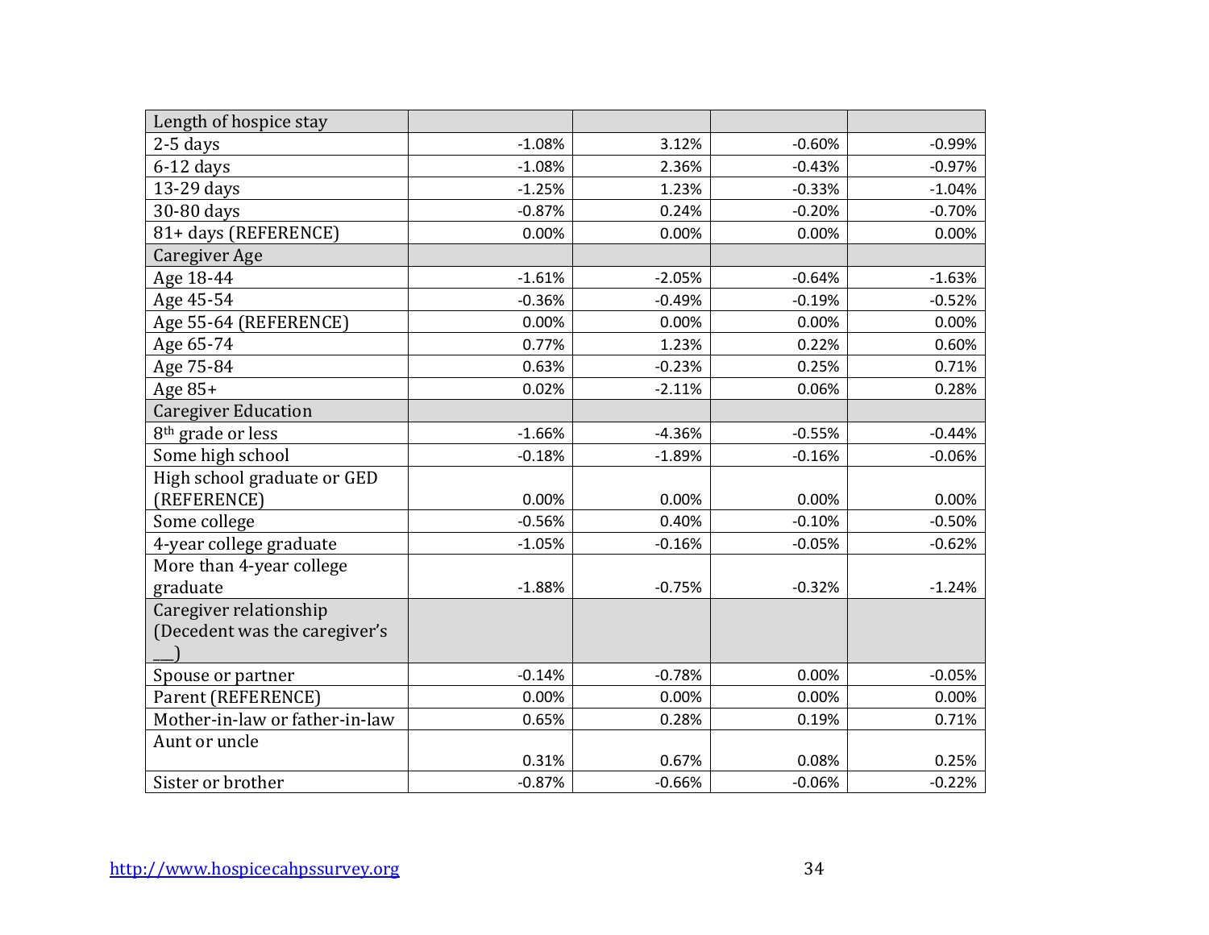| Length of hospice stay | | | | |
|---|---|---|---|---|
| 2-5 days | -1.08% | 3.12% | -0.60% | -0.99% |
| 6-12 days | -1.08% | 2.36% | -0.43% | -0.97% |
| 13-29 days | -1.25% | 1.23% | -0.33% | -1.04% |
| 30-80 days | -0.87% | 0.24% | -0.20% | -0.70% |
| 81+ days (REFERENCE) | 0.00% | 0.00% | 0.00% | 0.00% |
| Caregiver Age | | | | |
| Age 18-44 | -1.61% | -2.05% | -0.64% | -1.63% |
| Age 45-54 | -0.36% | -0.49% | -0.19% | -0.52% |
| Age 55-64 (REFERENCE) | 0.00% | 0.00% | 0.00% | 0.00% |
| Age 65-74 | 0.77% | 1.23% | 0.22% | 0.60% |
| Age 75-84 | 0.63% | -0.23% | 0.25% | 0.71% |
| Age 85+ | 0.02% | -2.11% | 0.06% | 0.28% |
| Caregiver Education | | | | |
| 8th grade or less | -1.66% | -4.36% | -0.55% | -0.44% |
| Some high school | -0.18% | -1.89% | -0.16% | -0.06% |
| High school graduate or GED (REFERENCE) | 0.00% | 0.00% | 0.00% | 0.00% |
| Some college | -0.56% | 0.40% | -0.10% | -0.50% |
| 4-year college graduate | -1.05% | -0.16% | -0.05% | -0.62% |
| More than 4-year college graduate | -1.88% | -0.75% | -0.32% | -1.24% |
| Caregiver relationship (Decedent was the caregiver's ___) | | | | |
| Spouse or partner | -0.14% | -0.78% | 0.00% | -0.05% |
| Parent (REFERENCE) | 0.00% | 0.00% | 0.00% | 0.00% |
| Mother-in-law or father-in-law | 0.65% | 0.28% | 0.19% | 0.71% |
| Aunt or uncle | 0.31% | 0.67% | 0.08% | 0.25% |
| Sister or brother | -0.87% | -0.66% | -0.06% | -0.22% |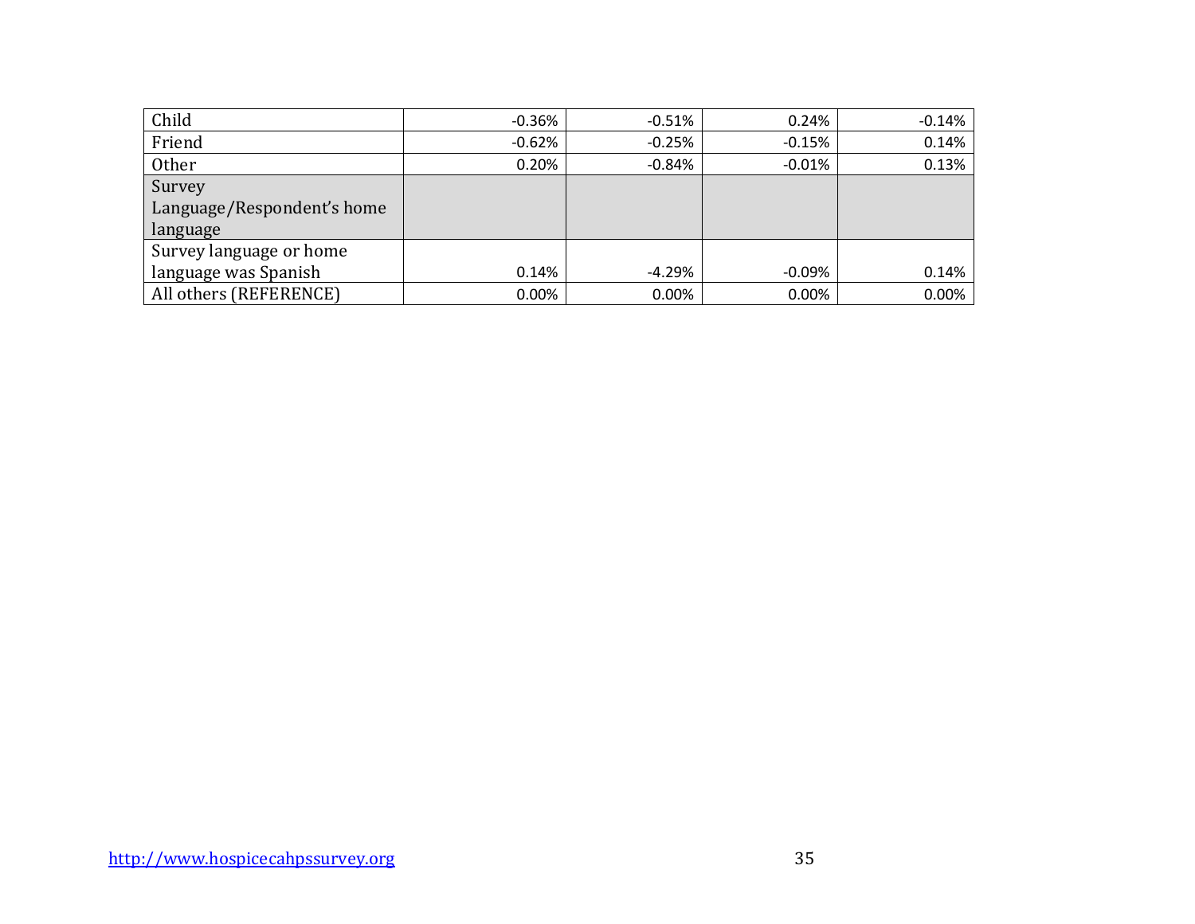| | | | | |
|---|---|---|---|---|
| Child | -0.36% | -0.51% | 0.24% | -0.14% |
| Friend | -0.62% | -0.25% | -0.15% | 0.14% |
| Other | 0.20% | -0.84% | -0.01% | 0.13% |
| Survey Language/Respondent's home language | | | | |
| Survey language or home language was Spanish | 0.14% | -4.29% | -0.09% | 0.14% |
| All others (REFERENCE) | 0.00% | 0.00% | 0.00% | 0.00% |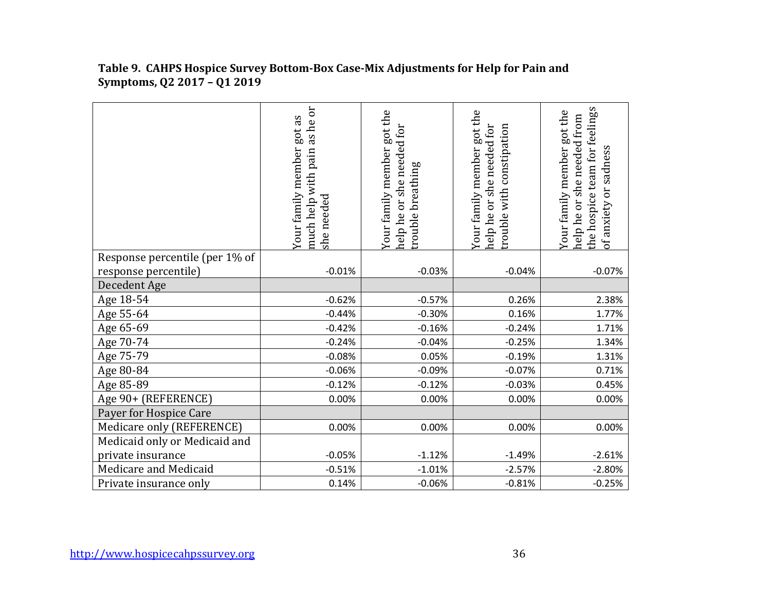**Table 9. CAHPS Hospice Survey Bottom-Box Case-Mix Adjustments for Help for Pain and Symptoms, Q2 2017 – Q1 2019**

| | Your family member got as much help with pain as he or she needed | Your family member got the help he or she needed for trouble breathing | Your family member got the help he or she needed for trouble with constipation | Your family member got the help he or she needed from the hospice team for feelings of anxiety or sadness |
|---|---|---|---|---|
| Response percentile (per 1% of response percentile) | -0.01% | -0.03% | -0.04% | -0.07% |
| Decedent Age | | | | |
| Age 18-54 | -0.62% | -0.57% | 0.26% | 2.38% |
| Age 55-64 | -0.44% | -0.30% | 0.16% | 1.77% |
| Age 65-69 | -0.42% | -0.16% | -0.24% | 1.71% |
| Age 70-74 | -0.24% | -0.04% | -0.25% | 1.34% |
| Age 75-79 | -0.08% | 0.05% | -0.19% | 1.31% |
| Age 80-84 | -0.06% | -0.09% | -0.07% | 0.71% |
| Age 85-89 | -0.12% | -0.12% | -0.03% | 0.45% |
| Age 90+ (REFERENCE) | 0.00% | 0.00% | 0.00% | 0.00% |
| Payer for Hospice Care | | | | |
| Medicare only (REFERENCE) | 0.00% | 0.00% | 0.00% | 0.00% |
| Medicaid only or Medicaid and private insurance | -0.05% | -1.12% | -1.49% | -2.61% |
| Medicare and Medicaid | -0.51% | -1.01% | -2.57% | -2.80% |
| Private insurance only | 0.14% | -0.06% | -0.81% | -0.25% |

http://www.hospicecahpssurvey.org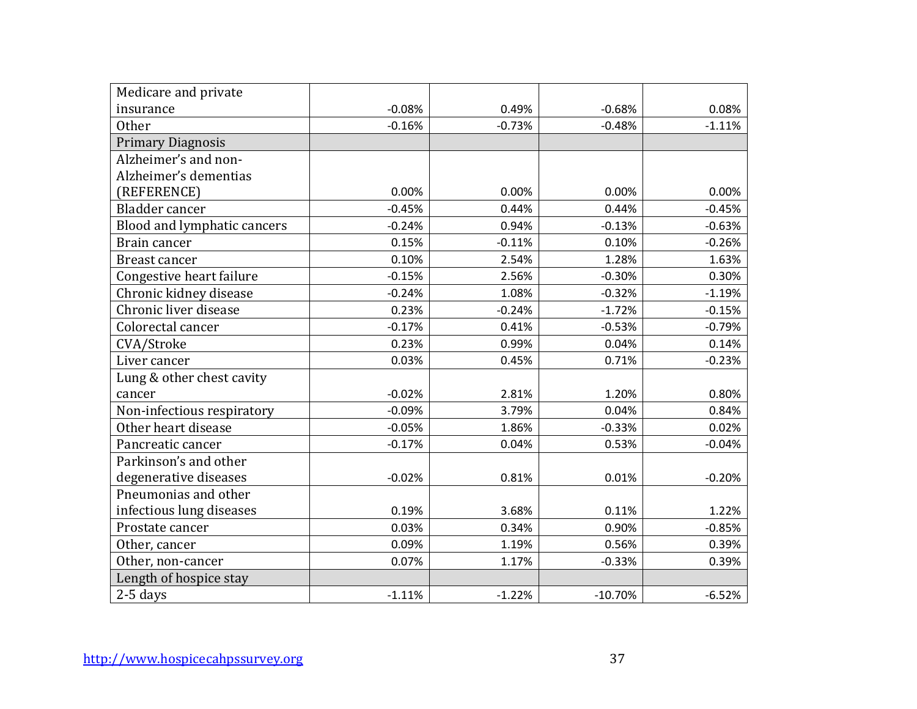| | | | | |
|---|---|---|---|---|
| Medicare and private insurance | -0.08% | 0.49% | -0.68% | 0.08% |
| Other | -0.16% | -0.73% | -0.48% | -1.11% |
| Primary Diagnosis | | | | |
| Alzheimer's and non-Alzheimer's dementias (REFERENCE) | 0.00% | 0.00% | 0.00% | 0.00% |
| Bladder cancer | -0.45% | 0.44% | 0.44% | -0.45% |
| Blood and lymphatic cancers | -0.24% | 0.94% | -0.13% | -0.63% |
| Brain cancer | 0.15% | -0.11% | 0.10% | -0.26% |
| Breast cancer | 0.10% | 2.54% | 1.28% | 1.63% |
| Congestive heart failure | -0.15% | 2.56% | -0.30% | 0.30% |
| Chronic kidney disease | -0.24% | 1.08% | -0.32% | -1.19% |
| Chronic liver disease | 0.23% | -0.24% | -1.72% | -0.15% |
| Colorectal cancer | -0.17% | 0.41% | -0.53% | -0.79% |
| CVA/Stroke | 0.23% | 0.99% | 0.04% | 0.14% |
| Liver cancer | 0.03% | 0.45% | 0.71% | -0.23% |
| Lung & other chest cavity cancer | -0.02% | 2.81% | 1.20% | 0.80% |
| Non-infectious respiratory | -0.09% | 3.79% | 0.04% | 0.84% |
| Other heart disease | -0.05% | 1.86% | -0.33% | 0.02% |
| Pancreatic cancer | -0.17% | 0.04% | 0.53% | -0.04% |
| Parkinson's and other degenerative diseases | -0.02% | 0.81% | 0.01% | -0.20% |
| Pneumonias and other infectious lung diseases | 0.19% | 3.68% | 0.11% | 1.22% |
| Prostate cancer | 0.03% | 0.34% | 0.90% | -0.85% |
| Other, cancer | 0.09% | 1.19% | 0.56% | 0.39% |
| Other, non-cancer | 0.07% | 1.17% | -0.33% | 0.39% |
| Length of hospice stay | | | | |
| 2-5 days | -1.11% | -1.22% | -10.70% | -6.52% |

http://www.hospicecahpssurvey.org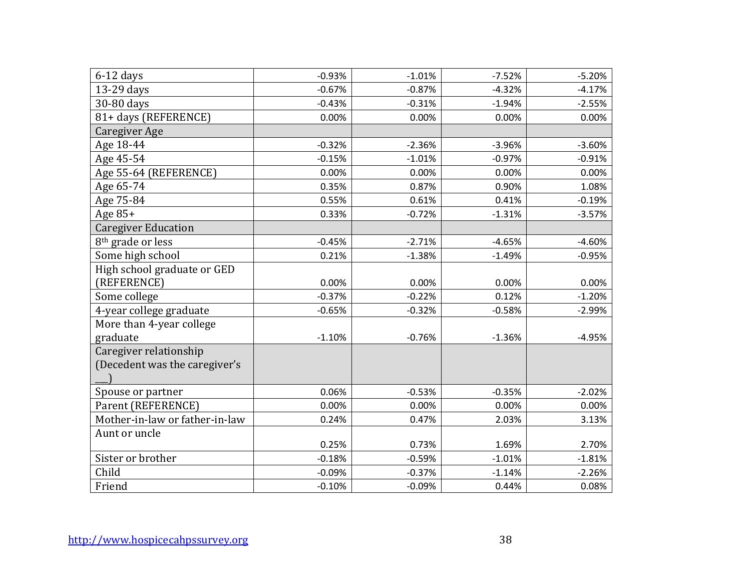| | | | | |
|---|---|---|---|---|
| 6-12 days | -0.93% | -1.01% | -7.52% | -5.20% |
| 13-29 days | -0.67% | -0.87% | -4.32% | -4.17% |
| 30-80 days | -0.43% | -0.31% | -1.94% | -2.55% |
| 81+ days (REFERENCE) | 0.00% | 0.00% | 0.00% | 0.00% |
| Caregiver Age | | | | |
| Age 18-44 | -0.32% | -2.36% | -3.96% | -3.60% |
| Age 45-54 | -0.15% | -1.01% | -0.97% | -0.91% |
| Age 55-64 (REFERENCE) | 0.00% | 0.00% | 0.00% | 0.00% |
| Age 65-74 | 0.35% | 0.87% | 0.90% | 1.08% |
| Age 75-84 | 0.55% | 0.61% | 0.41% | -0.19% |
| Age 85+ | 0.33% | -0.72% | -1.31% | -3.57% |
| Caregiver Education | | | | |
| 8th grade or less | -0.45% | -2.71% | -4.65% | -4.60% |
| Some high school | 0.21% | -1.38% | -1.49% | -0.95% |
| High school graduate or GED (REFERENCE) | 0.00% | 0.00% | 0.00% | 0.00% |
| Some college | -0.37% | -0.22% | 0.12% | -1.20% |
| 4-year college graduate | -0.65% | -0.32% | -0.58% | -2.99% |
| More than 4-year college graduate | -1.10% | -0.76% | -1.36% | -4.95% |
| Caregiver relationship (Decedent was the caregiver's ___) | | | | |
| Spouse or partner | 0.06% | -0.53% | -0.35% | -2.02% |
| Parent (REFERENCE) | 0.00% | 0.00% | 0.00% | 0.00% |
| Mother-in-law or father-in-law | 0.24% | 0.47% | 2.03% | 3.13% |
| Aunt or uncle | 0.25% | 0.73% | 1.69% | 2.70% |
| Sister or brother | -0.18% | -0.59% | -1.01% | -1.81% |
| Child | -0.09% | -0.37% | -1.14% | -2.26% |
| Friend | -0.10% | -0.09% | 0.44% | 0.08% |

http://www.hospicecahpssurvey.org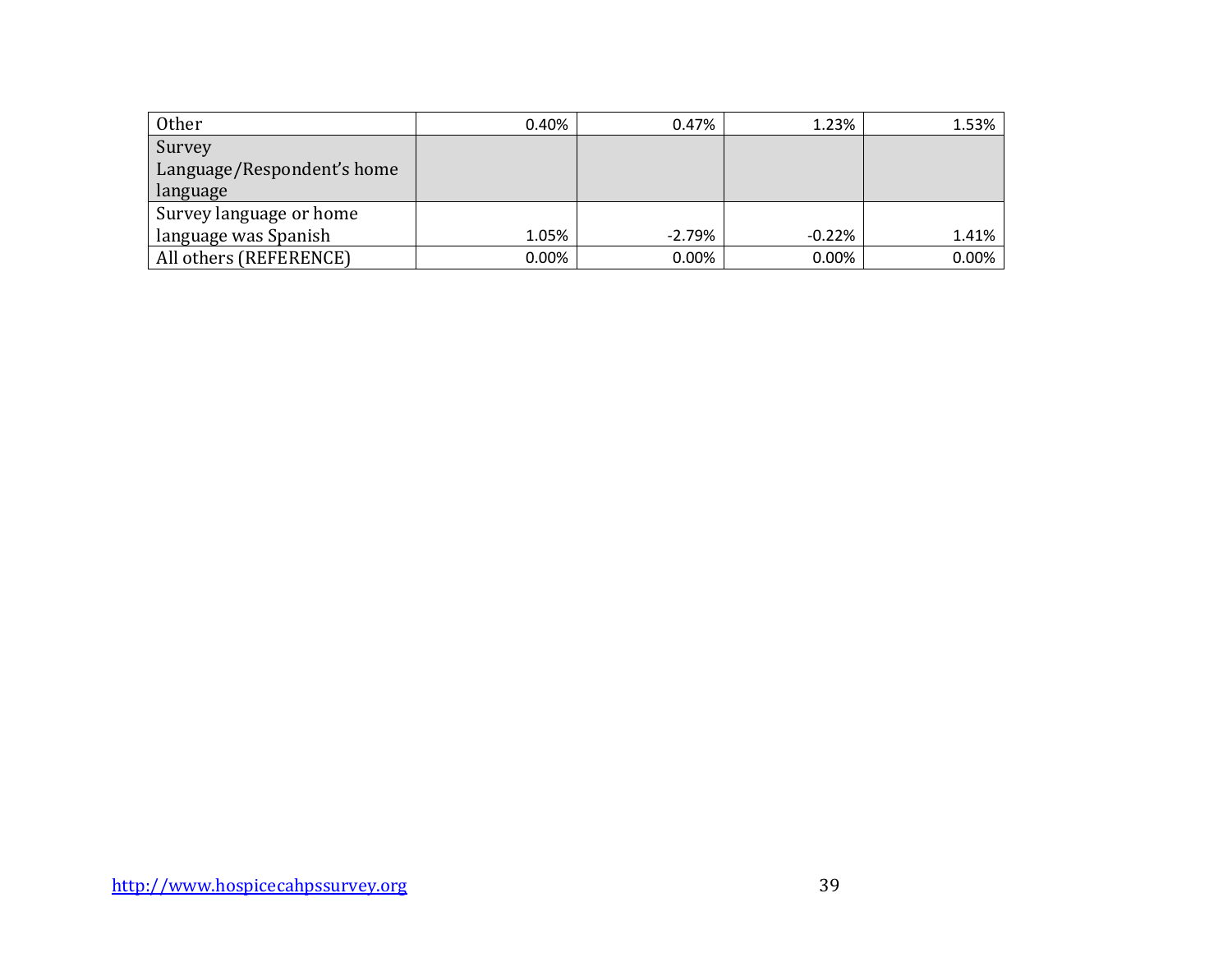| | | | | |
|---|---|---|---|---|
| Other | 0.40% | 0.47% | 1.23% | 1.53% |
| Survey Language/Respondent's home language | | | | |
| Survey language or home language was Spanish | 1.05% | -2.79% | -0.22% | 1.41% |
| All others (REFERENCE) | 0.00% | 0.00% | 0.00% | 0.00% |

http://www.hospicecahpssurvey.org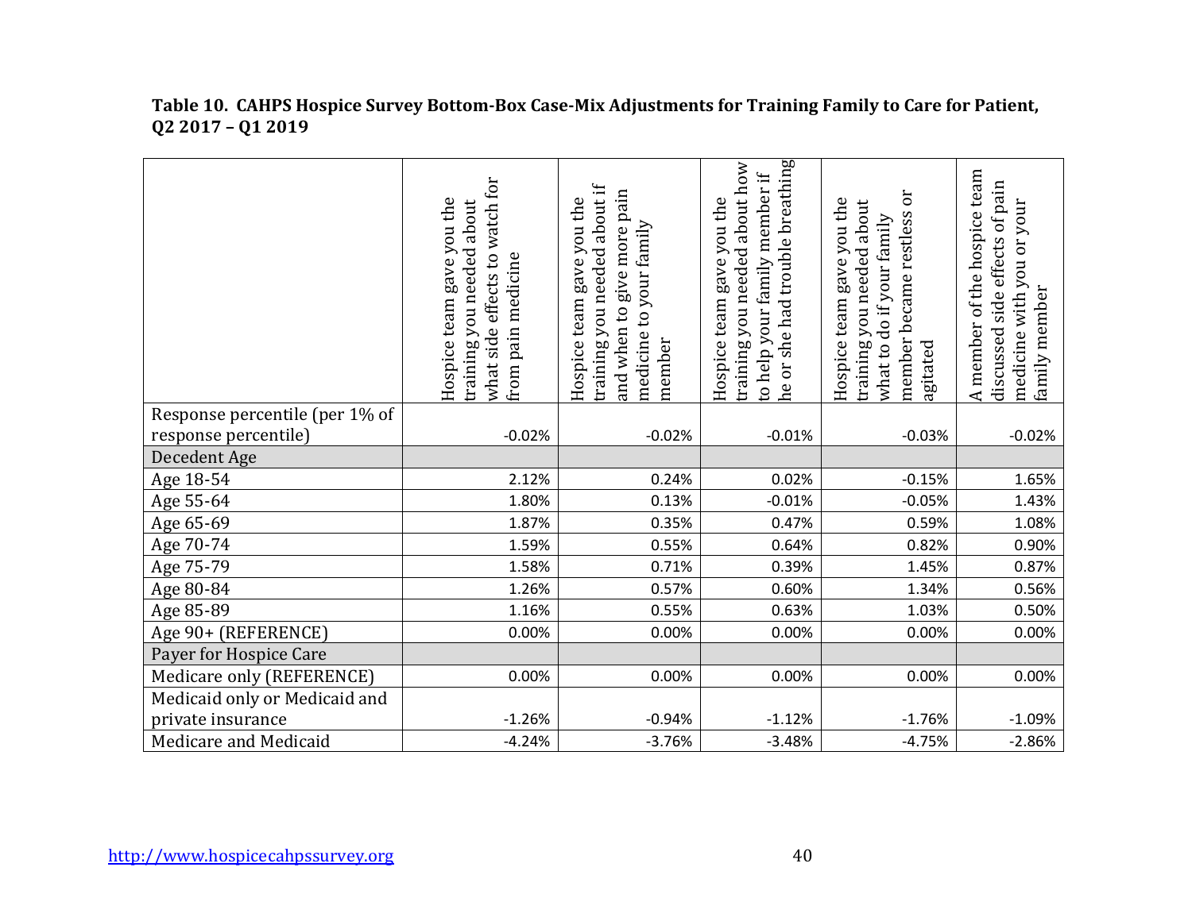**Table 10. CAHPS Hospice Survey Bottom-Box Case-Mix Adjustments for Training Family to Care for Patient, Q2 2017 – Q1 2019**

| | Hospice team gave you the training you needed about what side effects to watch for from pain medicine | Hospice team gave you the training you needed about if and when to give more pain medicine to your family member | Hospice team gave you the training you needed about how to help your family member if he or she had trouble breathing | Hospice team gave you the training you needed about what to do if your family member became restless or agitated | A member of the hospice team discussed side effects of pain medicine with you or your family member |
|---|---|---|---|---|---|
| Response percentile (per 1% of response percentile) | -0.02% | -0.02% | -0.01% | -0.03% | -0.02% |
| Decedent Age | | | | | |
| Age 18-54 | 2.12% | 0.24% | 0.02% | -0.15% | 1.65% |
| Age 55-64 | 1.80% | 0.13% | -0.01% | -0.05% | 1.43% |
| Age 65-69 | 1.87% | 0.35% | 0.47% | 0.59% | 1.08% |
| Age 70-74 | 1.59% | 0.55% | 0.64% | 0.82% | 0.90% |
| Age 75-79 | 1.58% | 0.71% | 0.39% | 1.45% | 0.87% |
| Age 80-84 | 1.26% | 0.57% | 0.60% | 1.34% | 0.56% |
| Age 85-89 | 1.16% | 0.55% | 0.63% | 1.03% | 0.50% |
| Age 90+ (REFERENCE) | 0.00% | 0.00% | 0.00% | 0.00% | 0.00% |
| Payer for Hospice Care | | | | | |
| Medicare only (REFERENCE) | 0.00% | 0.00% | 0.00% | 0.00% | 0.00% |
| Medicaid only or Medicaid and private insurance | -1.26% | -0.94% | -1.12% | -1.76% | -1.09% |
| Medicare and Medicaid | -4.24% | -3.76% | -3.48% | -4.75% | -2.86% |

http://www.hospicecahpssurvey.org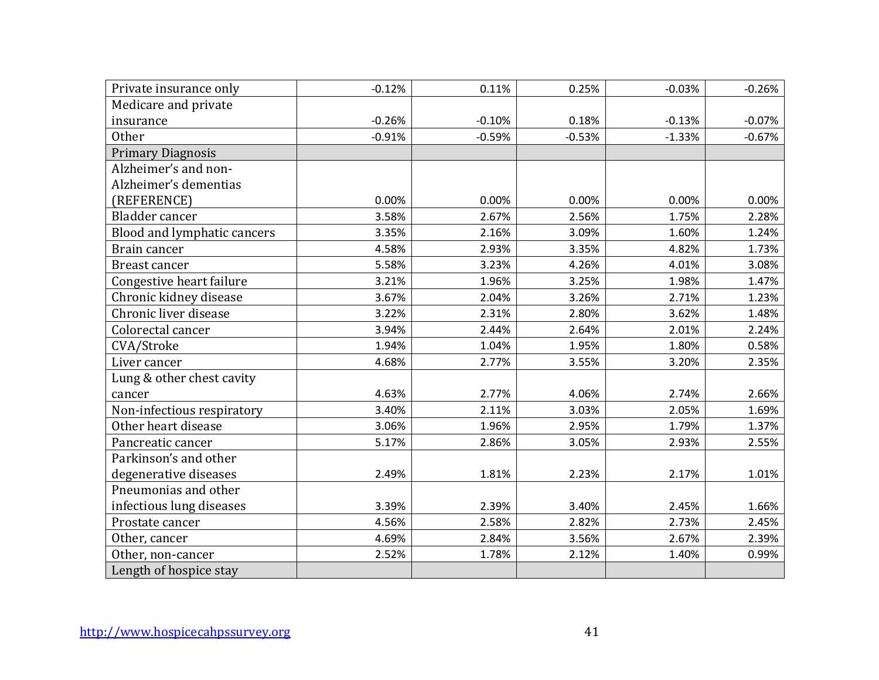| | | | | | |
|---|---|---|---|---|---|
| Private insurance only | -0.12% | 0.11% | 0.25% | -0.03% | -0.26% |
| Medicare and private insurance | -0.26% | -0.10% | 0.18% | -0.13% | -0.07% |
| Other | -0.91% | -0.59% | -0.53% | -1.33% | -0.67% |
| Primary Diagnosis | | | | | |
| Alzheimer's and non-Alzheimer's dementias (REFERENCE) | 0.00% | 0.00% | 0.00% | 0.00% | 0.00% |
| Bladder cancer | 3.58% | 2.67% | 2.56% | 1.75% | 2.28% |
| Blood and lymphatic cancers | 3.35% | 2.16% | 3.09% | 1.60% | 1.24% |
| Brain cancer | 4.58% | 2.93% | 3.35% | 4.82% | 1.73% |
| Breast cancer | 5.58% | 3.23% | 4.26% | 4.01% | 3.08% |
| Congestive heart failure | 3.21% | 1.96% | 3.25% | 1.98% | 1.47% |
| Chronic kidney disease | 3.67% | 2.04% | 3.26% | 2.71% | 1.23% |
| Chronic liver disease | 3.22% | 2.31% | 2.80% | 3.62% | 1.48% |
| Colorectal cancer | 3.94% | 2.44% | 2.64% | 2.01% | 2.24% |
| CVA/Stroke | 1.94% | 1.04% | 1.95% | 1.80% | 0.58% |
| Liver cancer | 4.68% | 2.77% | 3.55% | 3.20% | 2.35% |
| Lung & other chest cavity cancer | 4.63% | 2.77% | 4.06% | 2.74% | 2.66% |
| Non-infectious respiratory | 3.40% | 2.11% | 3.03% | 2.05% | 1.69% |
| Other heart disease | 3.06% | 1.96% | 2.95% | 1.79% | 1.37% |
| Pancreatic cancer | 5.17% | 2.86% | 3.05% | 2.93% | 2.55% |
| Parkinson's and other degenerative diseases | 2.49% | 1.81% | 2.23% | 2.17% | 1.01% |
| Pneumonias and other infectious lung diseases | 3.39% | 2.39% | 3.40% | 2.45% | 1.66% |
| Prostate cancer | 4.56% | 2.58% | 2.82% | 2.73% | 2.45% |
| Other, cancer | 4.69% | 2.84% | 3.56% | 2.67% | 2.39% |
| Other, non-cancer | 2.52% | 1.78% | 2.12% | 1.40% | 0.99% |
| Length of hospice stay | | | | | |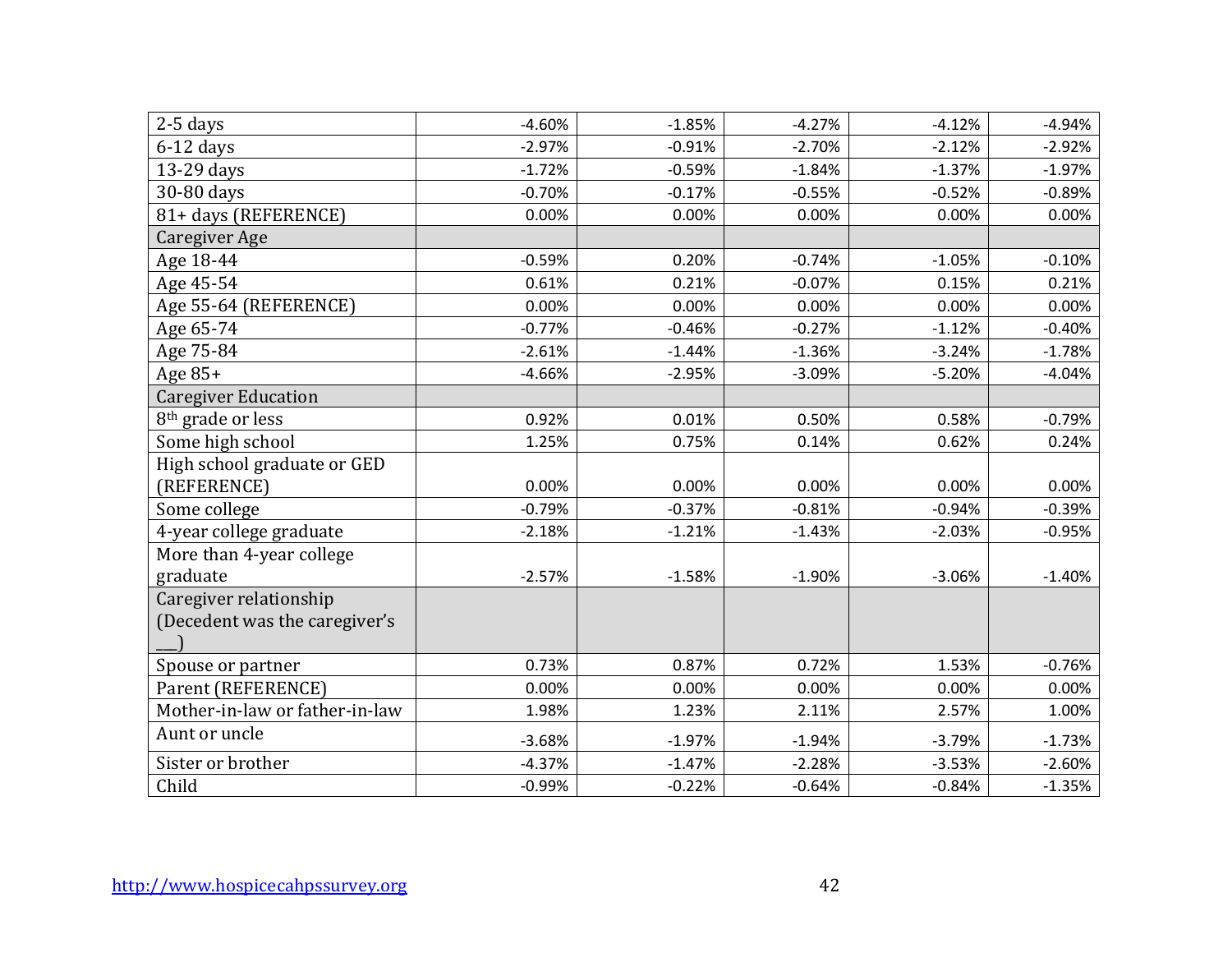| | | | | | |
|---|---|---|---|---|---|
| 2-5 days | -4.60% | -1.85% | -4.27% | -4.12% | -4.94% |
| 6-12 days | -2.97% | -0.91% | -2.70% | -2.12% | -2.92% |
| 13-29 days | -1.72% | -0.59% | -1.84% | -1.37% | -1.97% |
| 30-80 days | -0.70% | -0.17% | -0.55% | -0.52% | -0.89% |
| 81+ days (REFERENCE) | 0.00% | 0.00% | 0.00% | 0.00% | 0.00% |
| Caregiver Age | | | | | |
| Age 18-44 | -0.59% | 0.20% | -0.74% | -1.05% | -0.10% |
| Age 45-54 | 0.61% | 0.21% | -0.07% | 0.15% | 0.21% |
| Age 55-64 (REFERENCE) | 0.00% | 0.00% | 0.00% | 0.00% | 0.00% |
| Age 65-74 | -0.77% | -0.46% | -0.27% | -1.12% | -0.40% |
| Age 75-84 | -2.61% | -1.44% | -1.36% | -3.24% | -1.78% |
| Age 85+ | -4.66% | -2.95% | -3.09% | -5.20% | -4.04% |
| Caregiver Education | | | | | |
| 8th grade or less | 0.92% | 0.01% | 0.50% | 0.58% | -0.79% |
| Some high school | 1.25% | 0.75% | 0.14% | 0.62% | 0.24% |
| High school graduate or GED (REFERENCE) | 0.00% | 0.00% | 0.00% | 0.00% | 0.00% |
| Some college | -0.79% | -0.37% | -0.81% | -0.94% | -0.39% |
| 4-year college graduate | -2.18% | -1.21% | -1.43% | -2.03% | -0.95% |
| More than 4-year college graduate | -2.57% | -1.58% | -1.90% | -3.06% | -1.40% |
| Caregiver relationship (Decedent was the caregiver's ___) | | | | | |
| Spouse or partner | 0.73% | 0.87% | 0.72% | 1.53% | -0.76% |
| Parent (REFERENCE) | 0.00% | 0.00% | 0.00% | 0.00% | 0.00% |
| Mother-in-law or father-in-law | 1.98% | 1.23% | 2.11% | 2.57% | 1.00% |
| Aunt or uncle | -3.68% | -1.97% | -1.94% | -3.79% | -1.73% |
| Sister or brother | -4.37% | -1.47% | -2.28% | -3.53% | -2.60% |
| Child | -0.99% | -0.22% | -0.64% | -0.84% | -1.35% |

http://www.hospicecahpssurvey.org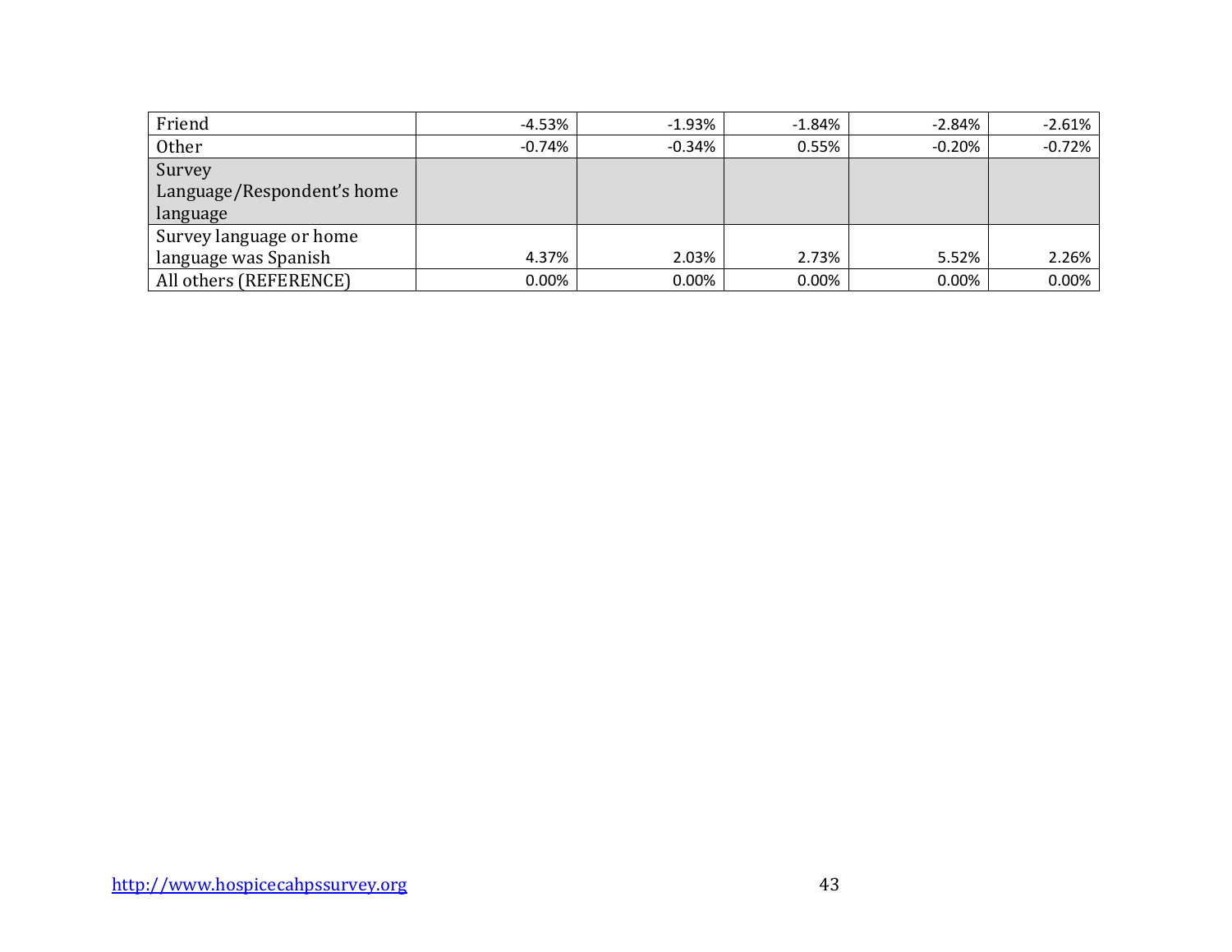| | | | | | |
|---|---|---|---|---|---|
| Friend | -4.53% | -1.93% | -1.84% | -2.84% | -2.61% |
| Other | -0.74% | -0.34% | 0.55% | -0.20% | -0.72% |
| Survey Language/Respondent's home language | | | | | |
| Survey language or home language was Spanish | 4.37% | 2.03% | 2.73% | 5.52% | 2.26% |
| All others (REFERENCE) | 0.00% | 0.00% | 0.00% | 0.00% | 0.00% |

http://www.hospicecahpssurvey.org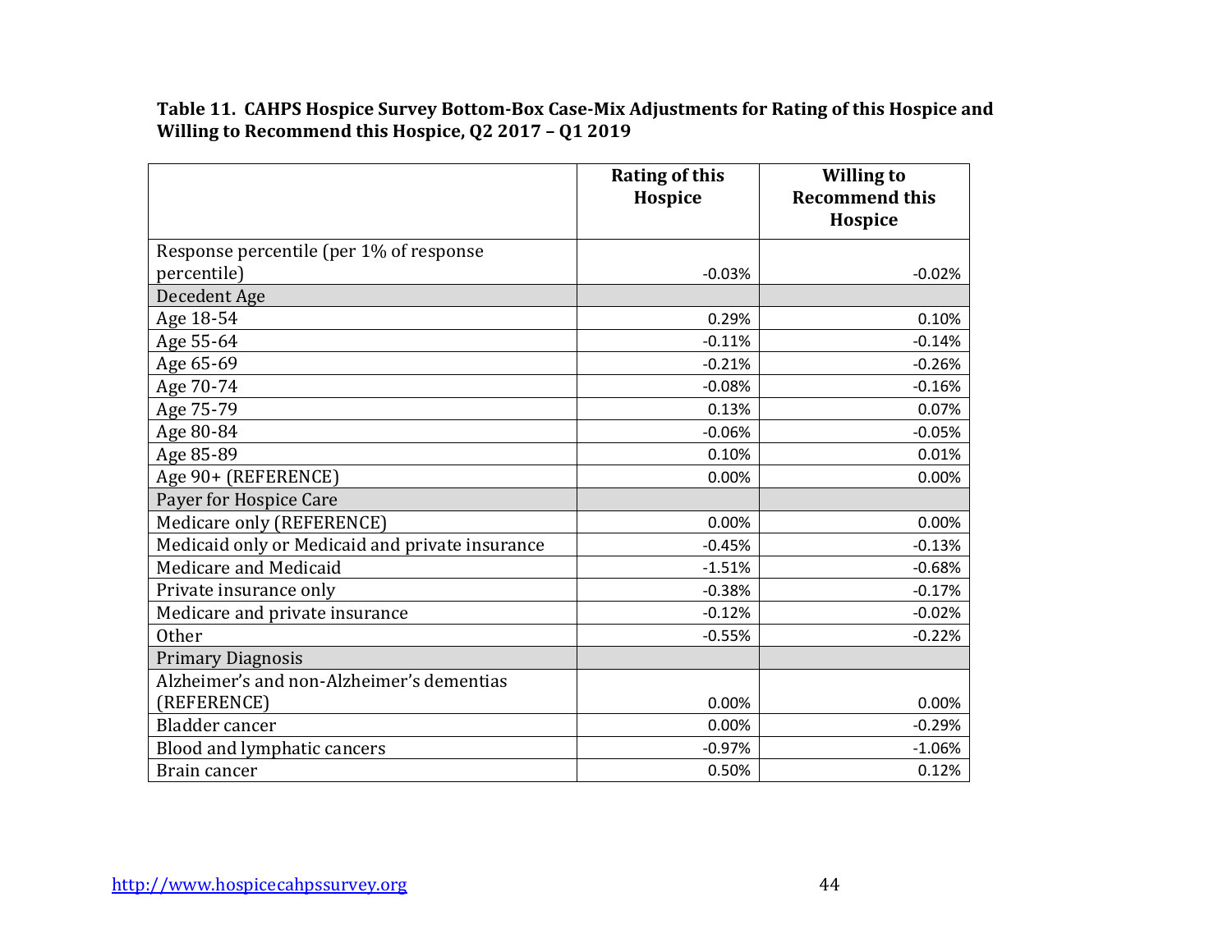**Table 11. CAHPS Hospice Survey Bottom-Box Case-Mix Adjustments for Rating of this Hospice and Willing to Recommend this Hospice, Q2 2017 – Q1 2019**

| | Rating of this Hospice | Willing to Recommend this Hospice |
|---|---|---|
| Response percentile (per 1% of response percentile) | -0.03% | -0.02% |
| Decedent Age | | |
| Age 18-54 | 0.29% | 0.10% |
| Age 55-64 | -0.11% | -0.14% |
| Age 65-69 | -0.21% | -0.26% |
| Age 70-74 | -0.08% | -0.16% |
| Age 75-79 | 0.13% | 0.07% |
| Age 80-84 | -0.06% | -0.05% |
| Age 85-89 | 0.10% | 0.01% |
| Age 90+ (REFERENCE) | 0.00% | 0.00% |
| Payer for Hospice Care | | |
| Medicare only (REFERENCE) | 0.00% | 0.00% |
| Medicaid only or Medicaid and private insurance | -0.45% | -0.13% |
| Medicare and Medicaid | -1.51% | -0.68% |
| Private insurance only | -0.38% | -0.17% |
| Medicare and private insurance | -0.12% | -0.02% |
| Other | -0.55% | -0.22% |
| Primary Diagnosis | | |
| Alzheimer's and non-Alzheimer's dementias (REFERENCE) | 0.00% | 0.00% |
| Bladder cancer | 0.00% | -0.29% |
| Blood and lymphatic cancers | -0.97% | -1.06% |
| Brain cancer | 0.50% | 0.12% |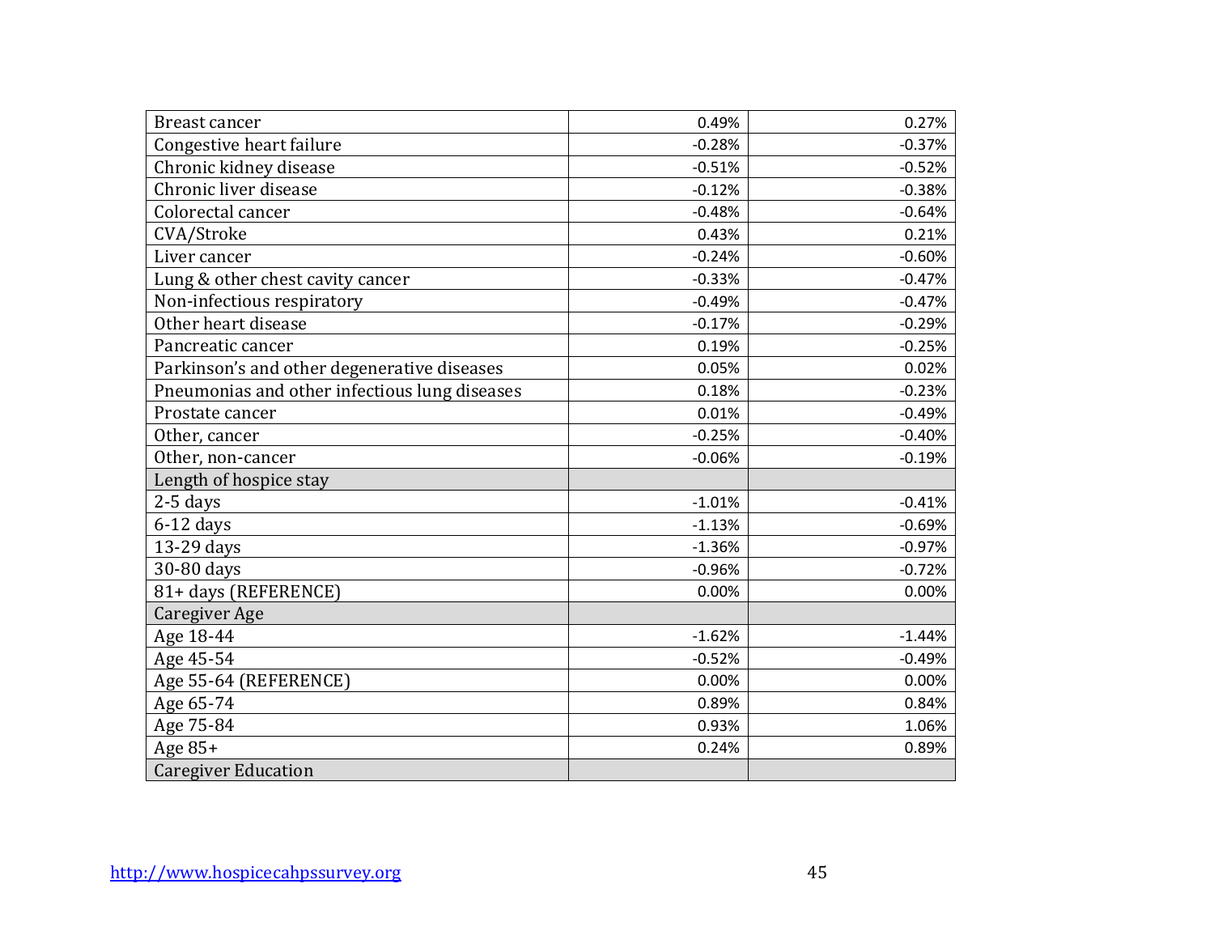|  |  |  |
|---|---|---|
| Breast cancer | 0.49% | 0.27% |
| Congestive heart failure | -0.28% | -0.37% |
| Chronic kidney disease | -0.51% | -0.52% |
| Chronic liver disease | -0.12% | -0.38% |
| Colorectal cancer | -0.48% | -0.64% |
| CVA/Stroke | 0.43% | 0.21% |
| Liver cancer | -0.24% | -0.60% |
| Lung & other chest cavity cancer | -0.33% | -0.47% |
| Non-infectious respiratory | -0.49% | -0.47% |
| Other heart disease | -0.17% | -0.29% |
| Pancreatic cancer | 0.19% | -0.25% |
| Parkinson's and other degenerative diseases | 0.05% | 0.02% |
| Pneumonias and other infectious lung diseases | 0.18% | -0.23% |
| Prostate cancer | 0.01% | -0.49% |
| Other, cancer | -0.25% | -0.40% |
| Other, non-cancer | -0.06% | -0.19% |
| Length of hospice stay | | |
| 2-5 days | -1.01% | -0.41% |
| 6-12 days | -1.13% | -0.69% |
| 13-29 days | -1.36% | -0.97% |
| 30-80 days | -0.96% | -0.72% |
| 81+ days (REFERENCE) | 0.00% | 0.00% |
| Caregiver Age | | |
| Age 18-44 | -1.62% | -1.44% |
| Age 45-54 | -0.52% | -0.49% |
| Age 55-64 (REFERENCE) | 0.00% | 0.00% |
| Age 65-74 | 0.89% | 0.84% |
| Age 75-84 | 0.93% | 1.06% |
| Age 85+ | 0.24% | 0.89% |
| Caregiver Education | | |

http://www.hospicecahpssurvey.org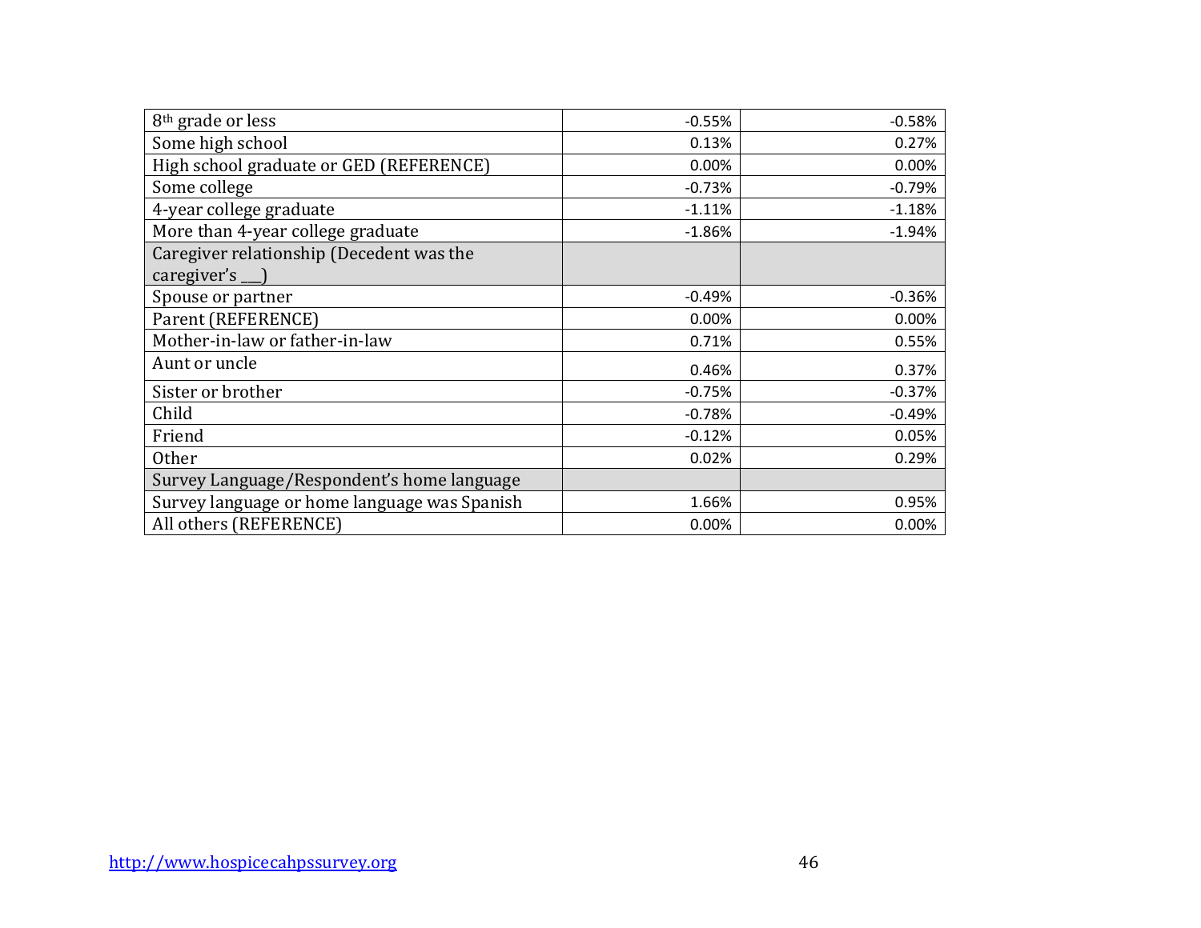| | | |
|---|---|---|
| 8th grade or less | -0.55% | -0.58% |
| Some high school | 0.13% | 0.27% |
| High school graduate or GED (REFERENCE) | 0.00% | 0.00% |
| Some college | -0.73% | -0.79% |
| 4-year college graduate | -1.11% | -1.18% |
| More than 4-year college graduate | -1.86% | -1.94% |
| Caregiver relationship (Decedent was the caregiver's __) | | |
| Spouse or partner | -0.49% | -0.36% |
| Parent (REFERENCE) | 0.00% | 0.00% |
| Mother-in-law or father-in-law | 0.71% | 0.55% |
| Aunt or uncle | 0.46% | 0.37% |
| Sister or brother | -0.75% | -0.37% |
| Child | -0.78% | -0.49% |
| Friend | -0.12% | 0.05% |
| Other | 0.02% | 0.29% |
| Survey Language/Respondent's home language | | |
| Survey language or home language was Spanish | 1.66% | 0.95% |
| All others (REFERENCE) | 0.00% | 0.00% |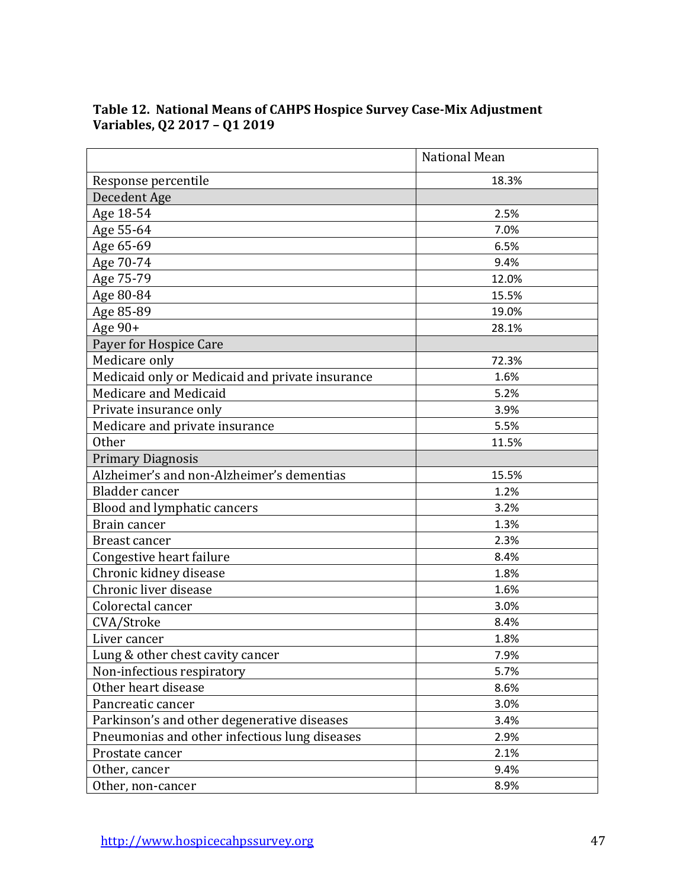**Table 12. National Means of CAHPS Hospice Survey Case-Mix Adjustment Variables, Q2 2017 – Q1 2019**

| | National Mean |
|---|---|
| Response percentile | 18.3% |
| Decedent Age | |
| Age 18-54 | 2.5% |
| Age 55-64 | 7.0% |
| Age 65-69 | 6.5% |
| Age 70-74 | 9.4% |
| Age 75-79 | 12.0% |
| Age 80-84 | 15.5% |
| Age 85-89 | 19.0% |
| Age 90+ | 28.1% |
| Payer for Hospice Care | |
| Medicare only | 72.3% |
| Medicaid only or Medicaid and private insurance | 1.6% |
| Medicare and Medicaid | 5.2% |
| Private insurance only | 3.9% |
| Medicare and private insurance | 5.5% |
| Other | 11.5% |
| Primary Diagnosis | |
| Alzheimer's and non-Alzheimer's dementias | 15.5% |
| Bladder cancer | 1.2% |
| Blood and lymphatic cancers | 3.2% |
| Brain cancer | 1.3% |
| Breast cancer | 2.3% |
| Congestive heart failure | 8.4% |
| Chronic kidney disease | 1.8% |
| Chronic liver disease | 1.6% |
| Colorectal cancer | 3.0% |
| CVA/Stroke | 8.4% |
| Liver cancer | 1.8% |
| Lung & other chest cavity cancer | 7.9% |
| Non-infectious respiratory | 5.7% |
| Other heart disease | 8.6% |
| Pancreatic cancer | 3.0% |
| Parkinson's and other degenerative diseases | 3.4% |
| Pneumonias and other infectious lung diseases | 2.9% |
| Prostate cancer | 2.1% |
| Other, cancer | 9.4% |
| Other, non-cancer | 8.9% |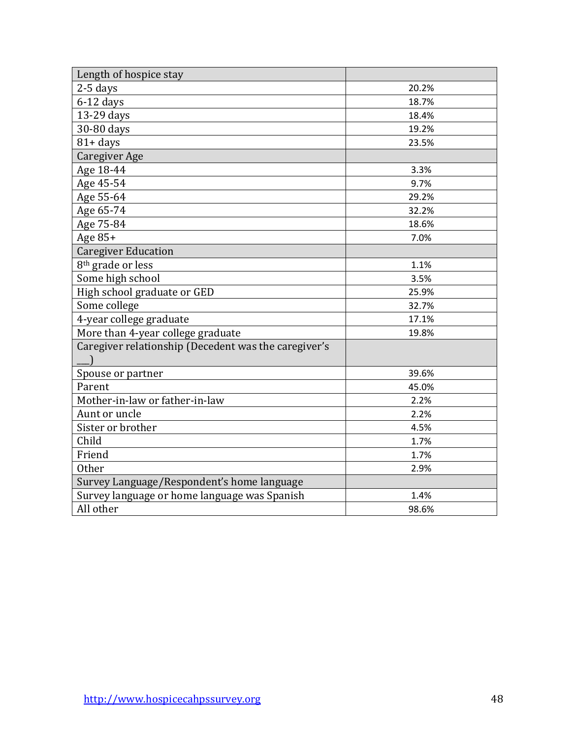| | |
|---|---|
| Length of hospice stay | |
| 2-5 days | 20.2% |
| 6-12 days | 18.7% |
| 13-29 days | 18.4% |
| 30-80 days | 19.2% |
| 81+ days | 23.5% |
| Caregiver Age | |
| Age 18-44 | 3.3% |
| Age 45-54 | 9.7% |
| Age 55-64 | 29.2% |
| Age 65-74 | 32.2% |
| Age 75-84 | 18.6% |
| Age 85+ | 7.0% |
| Caregiver Education | |
| 8th grade or less | 1.1% |
| Some high school | 3.5% |
| High school graduate or GED | 25.9% |
| Some college | 32.7% |
| 4-year college graduate | 17.1% |
| More than 4-year college graduate | 19.8% |
| Caregiver relationship (Decedent was the caregiver's ___) | |
| Spouse or partner | 39.6% |
| Parent | 45.0% |
| Mother-in-law or father-in-law | 2.2% |
| Aunt or uncle | 2.2% |
| Sister or brother | 4.5% |
| Child | 1.7% |
| Friend | 1.7% |
| Other | 2.9% |
| Survey Language/Respondent's home language | |
| Survey language or home language was Spanish | 1.4% |
| All other | 98.6% |

http://www.hospicecahpssurvey.org